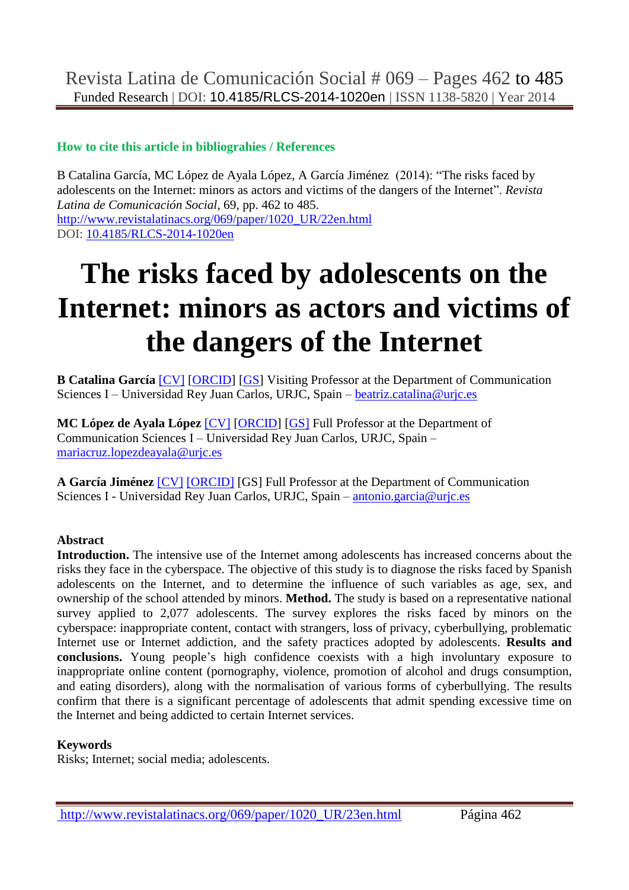**How to cite this article in bibliograhies / References**

B Catalina García, MC López de Ayala López, A García Jiménez (2014): "The risks faced by adolescents on the Internet: minors as actors and victims of the dangers of the Internet". *Revista Latina de Comunicación Social*, 69, pp. 462 to 485.
http://www.revistalatinacs.org/069/paper/1020_UR/22en.html
DOI: 10.4185/RLCS-2014-1020en

# The risks faced by adolescents on the Internet: minors as actors and victims of the dangers of the Internet

**B Catalina García** [CV] [ORCID] [GS] Visiting Professor at the Department of Communication Sciences I – Universidad Rey Juan Carlos, URJC, Spain – beatriz.catalina@urjc.es

**MC López de Ayala López** [CV] [ORCID] [GS] Full Professor at the Department of Communication Sciences I – Universidad Rey Juan Carlos, URJC, Spain – mariacruz.lopezdeayala@urjc.es

**A García Jiménez** [CV] [ORCID] [GS] Full Professor at the Department of Communication Sciences I - Universidad Rey Juan Carlos, URJC, Spain – antonio.garcia@urjc.es

**Abstract**

**Introduction.** The intensive use of the Internet among adolescents has increased concerns about the risks they face in the cyberspace. The objective of this study is to diagnose the risks faced by Spanish adolescents on the Internet, and to determine the influence of such variables as age, sex, and ownership of the school attended by minors. **Method.** The study is based on a representative national survey applied to 2,077 adolescents. The survey explores the risks faced by minors on the cyberspace: inappropriate content, contact with strangers, loss of privacy, cyberbullying, problematic Internet use or Internet addiction, and the safety practices adopted by adolescents. **Results and conclusions.** Young people's high confidence coexists with a high involuntary exposure to inappropriate online content (pornography, violence, promotion of alcohol and drugs consumption, and eating disorders), along with the normalisation of various forms of cyberbullying. The results confirm that there is a significant percentage of adolescents that admit spending excessive time on the Internet and being addicted to certain Internet services.

**Keywords**

Risks; Internet; social media; adolescents.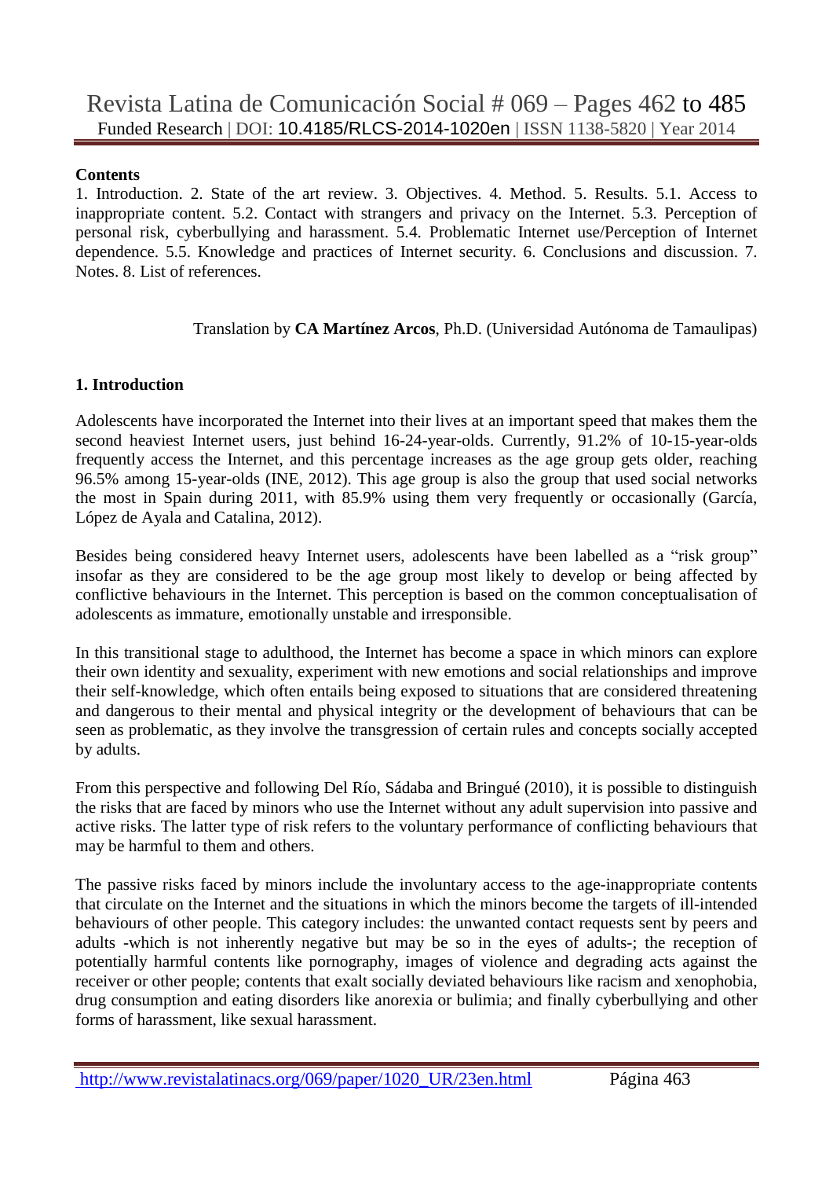**Contents**

1. Introduction. 2. State of the art review. 3. Objectives. 4. Method. 5. Results. 5.1. Access to inappropriate content. 5.2. Contact with strangers and privacy on the Internet. 5.3. Perception of personal risk, cyberbullying and harassment. 5.4. Problematic Internet use/Perception of Internet dependence. 5.5. Knowledge and practices of Internet security. 6. Conclusions and discussion. 7. Notes. 8. List of references.

Translation by **CA Martínez Arcos**, Ph.D. (Universidad Autónoma de Tamaulipas)

## 1. Introduction

Adolescents have incorporated the Internet into their lives at an important speed that makes them the second heaviest Internet users, just behind 16-24-year-olds. Currently, 91.2% of 10-15-year-olds frequently access the Internet, and this percentage increases as the age group gets older, reaching 96.5% among 15-year-olds (INE, 2012). This age group is also the group that used social networks the most in Spain during 2011, with 85.9% using them very frequently or occasionally (García, López de Ayala and Catalina, 2012).

Besides being considered heavy Internet users, adolescents have been labelled as a "risk group" insofar as they are considered to be the age group most likely to develop or being affected by conflictive behaviours in the Internet. This perception is based on the common conceptualisation of adolescents as immature, emotionally unstable and irresponsible.

In this transitional stage to adulthood, the Internet has become a space in which minors can explore their own identity and sexuality, experiment with new emotions and social relationships and improve their self-knowledge, which often entails being exposed to situations that are considered threatening and dangerous to their mental and physical integrity or the development of behaviours that can be seen as problematic, as they involve the transgression of certain rules and concepts socially accepted by adults.

From this perspective and following Del Río, Sádaba and Bringué (2010), it is possible to distinguish the risks that are faced by minors who use the Internet without any adult supervision into passive and active risks. The latter type of risk refers to the voluntary performance of conflicting behaviours that may be harmful to them and others.

The passive risks faced by minors include the involuntary access to the age-inappropriate contents that circulate on the Internet and the situations in which the minors become the targets of ill-intended behaviours of other people. This category includes: the unwanted contact requests sent by peers and adults -which is not inherently negative but may be so in the eyes of adults-; the reception of potentially harmful contents like pornography, images of violence and degrading acts against the receiver or other people; contents that exalt socially deviated behaviours like racism and xenophobia, drug consumption and eating disorders like anorexia or bulimia; and finally cyberbullying and other forms of harassment, like sexual harassment.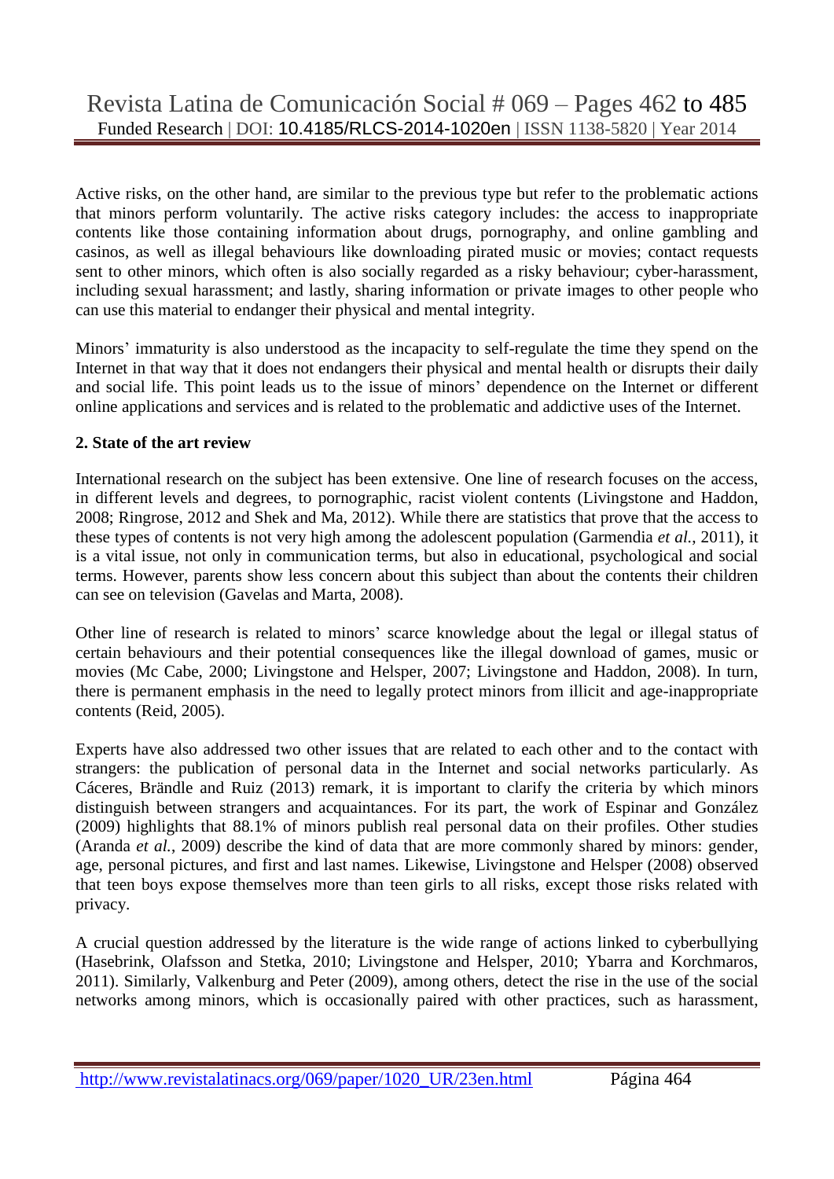Active risks, on the other hand, are similar to the previous type but refer to the problematic actions that minors perform voluntarily. The active risks category includes: the access to inappropriate contents like those containing information about drugs, pornography, and online gambling and casinos, as well as illegal behaviours like downloading pirated music or movies; contact requests sent to other minors, which often is also socially regarded as a risky behaviour; cyber-harassment, including sexual harassment; and lastly, sharing information or private images to other people who can use this material to endanger their physical and mental integrity.

Minors' immaturity is also understood as the incapacity to self-regulate the time they spend on the Internet in that way that it does not endangers their physical and mental health or disrupts their daily and social life. This point leads us to the issue of minors' dependence on the Internet or different online applications and services and is related to the problematic and addictive uses of the Internet.

## 2. State of the art review

International research on the subject has been extensive. One line of research focuses on the access, in different levels and degrees, to pornographic, racist violent contents (Livingstone and Haddon, 2008; Ringrose, 2012 and Shek and Ma, 2012). While there are statistics that prove that the access to these types of contents is not very high among the adolescent population (Garmendia *et al.*, 2011), it is a vital issue, not only in communication terms, but also in educational, psychological and social terms. However, parents show less concern about this subject than about the contents their children can see on television (Gavelas and Marta, 2008).

Other line of research is related to minors' scarce knowledge about the legal or illegal status of certain behaviours and their potential consequences like the illegal download of games, music or movies (Mc Cabe, 2000; Livingstone and Helsper, 2007; Livingstone and Haddon, 2008). In turn, there is permanent emphasis in the need to legally protect minors from illicit and age-inappropriate contents (Reid, 2005).

Experts have also addressed two other issues that are related to each other and to the contact with strangers: the publication of personal data in the Internet and social networks particularly. As Cáceres, Brändle and Ruiz (2013) remark, it is important to clarify the criteria by which minors distinguish between strangers and acquaintances. For its part, the work of Espinar and González (2009) highlights that 88.1% of minors publish real personal data on their profiles. Other studies (Aranda *et al.*, 2009) describe the kind of data that are more commonly shared by minors: gender, age, personal pictures, and first and last names. Likewise, Livingstone and Helsper (2008) observed that teen boys expose themselves more than teen girls to all risks, except those risks related with privacy.

A crucial question addressed by the literature is the wide range of actions linked to cyberbullying (Hasebrink, Olafsson and Stetka, 2010; Livingstone and Helsper, 2010; Ybarra and Korchmaros, 2011). Similarly, Valkenburg and Peter (2009), among others, detect the rise in the use of the social networks among minors, which is occasionally paired with other practices, such as harassment,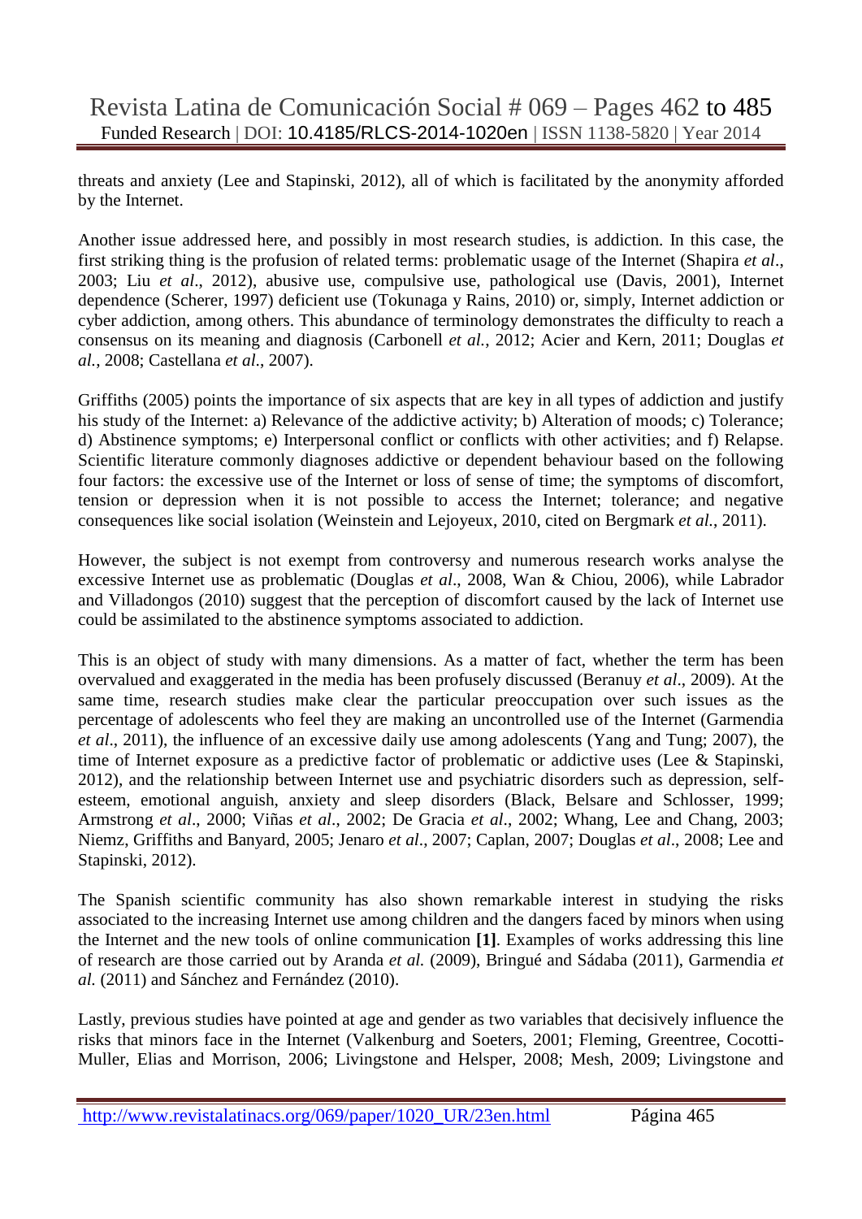threats and anxiety (Lee and Stapinski, 2012), all of which is facilitated by the anonymity afforded by the Internet.

Another issue addressed here, and possibly in most research studies, is addiction. In this case, the first striking thing is the profusion of related terms: problematic usage of the Internet (Shapira *et al*., 2003; Liu *et al*., 2012), abusive use, compulsive use, pathological use (Davis, 2001), Internet dependence (Scherer, 1997) deficient use (Tokunaga y Rains, 2010) or, simply, Internet addiction or cyber addiction, among others. This abundance of terminology demonstrates the difficulty to reach a consensus on its meaning and diagnosis (Carbonell *et al.*, 2012; Acier and Kern, 2011; Douglas *et al.*, 2008; Castellana *et al*., 2007).

Griffiths (2005) points the importance of six aspects that are key in all types of addiction and justify his study of the Internet: a) Relevance of the addictive activity; b) Alteration of moods; c) Tolerance; d) Abstinence symptoms; e) Interpersonal conflict or conflicts with other activities; and f) Relapse. Scientific literature commonly diagnoses addictive or dependent behaviour based on the following four factors: the excessive use of the Internet or loss of sense of time; the symptoms of discomfort, tension or depression when it is not possible to access the Internet; tolerance; and negative consequences like social isolation (Weinstein and Lejoyeux, 2010, cited on Bergmark *et al.*, 2011).

However, the subject is not exempt from controversy and numerous research works analyse the excessive Internet use as problematic (Douglas *et al*., 2008, Wan & Chiou, 2006), while Labrador and Villadongos (2010) suggest that the perception of discomfort caused by the lack of Internet use could be assimilated to the abstinence symptoms associated to addiction.

This is an object of study with many dimensions. As a matter of fact, whether the term has been overvalued and exaggerated in the media has been profusely discussed (Beranuy *et al*., 2009). At the same time, research studies make clear the particular preoccupation over such issues as the percentage of adolescents who feel they are making an uncontrolled use of the Internet (Garmendia *et al*., 2011), the influence of an excessive daily use among adolescents (Yang and Tung; 2007), the time of Internet exposure as a predictive factor of problematic or addictive uses (Lee & Stapinski, 2012), and the relationship between Internet use and psychiatric disorders such as depression, self-esteem, emotional anguish, anxiety and sleep disorders (Black, Belsare and Schlosser, 1999; Armstrong *et al*., 2000; Viñas *et al*., 2002; De Gracia *et al*., 2002; Whang, Lee and Chang, 2003; Niemz, Griffiths and Banyard, 2005; Jenaro *et al*., 2007; Caplan, 2007; Douglas *et al*., 2008; Lee and Stapinski, 2012).

The Spanish scientific community has also shown remarkable interest in studying the risks associated to the increasing Internet use among children and the dangers faced by minors when using the Internet and the new tools of online communication **[1]**. Examples of works addressing this line of research are those carried out by Aranda *et al.* (2009), Bringué and Sádaba (2011), Garmendia *et al.* (2011) and Sánchez and Fernández (2010).

Lastly, previous studies have pointed at age and gender as two variables that decisively influence the risks that minors face in the Internet (Valkenburg and Soeters, 2001; Fleming, Greentree, Cocotti-Muller, Elias and Morrison, 2006; Livingstone and Helsper, 2008; Mesh, 2009; Livingstone and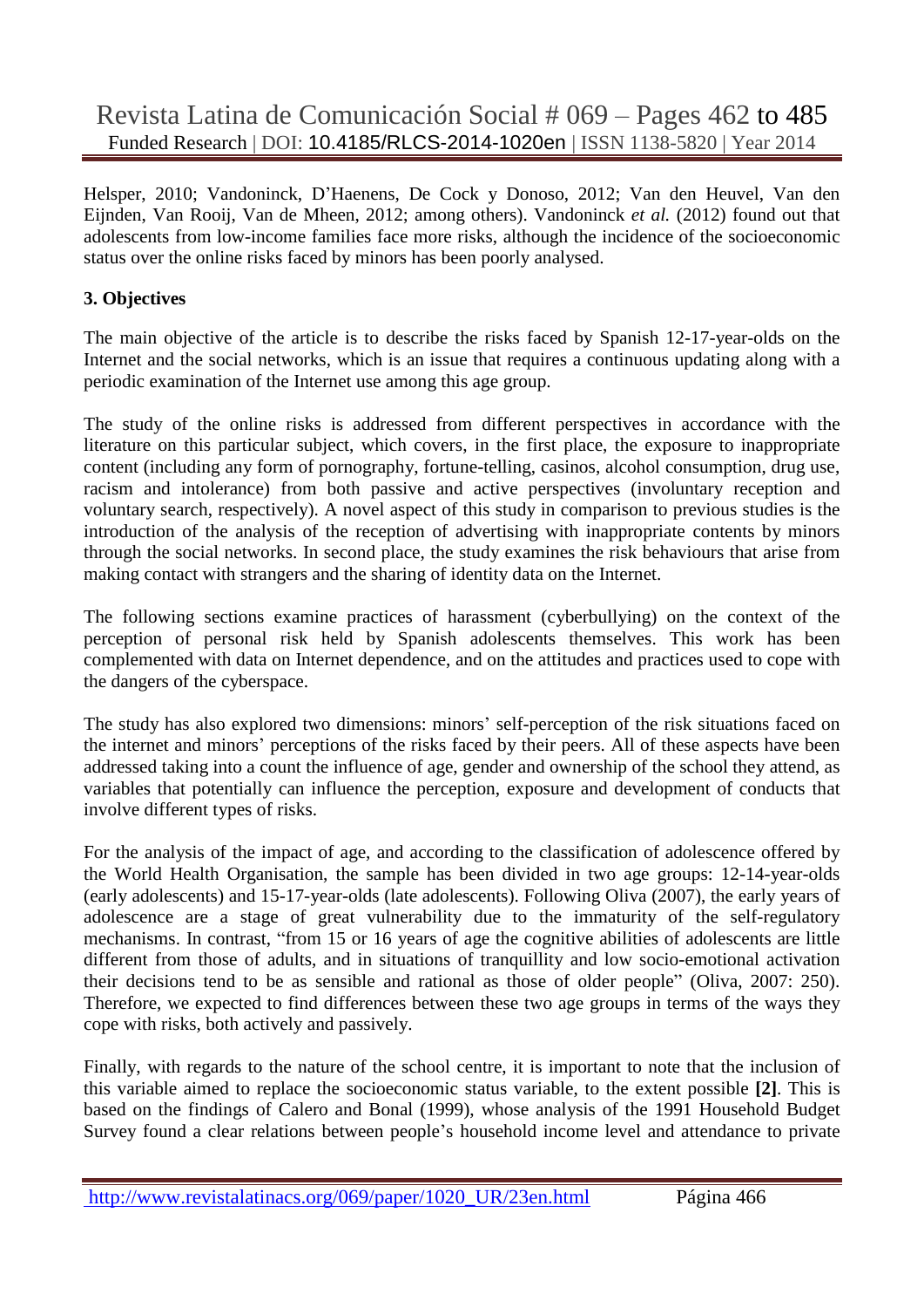Helsper, 2010; Vandoninck, D'Haenens, De Cock y Donoso, 2012; Van den Heuvel, Van den Eijnden, Van Rooij, Van de Mheen, 2012; among others). Vandoninck *et al.* (2012) found out that adolescents from low-income families face more risks, although the incidence of the socioeconomic status over the online risks faced by minors has been poorly analysed.

## 3. Objectives

The main objective of the article is to describe the risks faced by Spanish 12-17-year-olds on the Internet and the social networks, which is an issue that requires a continuous updating along with a periodic examination of the Internet use among this age group.

The study of the online risks is addressed from different perspectives in accordance with the literature on this particular subject, which covers, in the first place, the exposure to inappropriate content (including any form of pornography, fortune-telling, casinos, alcohol consumption, drug use, racism and intolerance) from both passive and active perspectives (involuntary reception and voluntary search, respectively). A novel aspect of this study in comparison to previous studies is the introduction of the analysis of the reception of advertising with inappropriate contents by minors through the social networks. In second place, the study examines the risk behaviours that arise from making contact with strangers and the sharing of identity data on the Internet.

The following sections examine practices of harassment (cyberbullying) on the context of the perception of personal risk held by Spanish adolescents themselves. This work has been complemented with data on Internet dependence, and on the attitudes and practices used to cope with the dangers of the cyberspace.

The study has also explored two dimensions: minors' self-perception of the risk situations faced on the internet and minors' perceptions of the risks faced by their peers. All of these aspects have been addressed taking into a count the influence of age, gender and ownership of the school they attend, as variables that potentially can influence the perception, exposure and development of conducts that involve different types of risks.

For the analysis of the impact of age, and according to the classification of adolescence offered by the World Health Organisation, the sample has been divided in two age groups: 12-14-year-olds (early adolescents) and 15-17-year-olds (late adolescents). Following Oliva (2007), the early years of adolescence are a stage of great vulnerability due to the immaturity of the self-regulatory mechanisms. In contrast, "from 15 or 16 years of age the cognitive abilities of adolescents are little different from those of adults, and in situations of tranquillity and low socio-emotional activation their decisions tend to be as sensible and rational as those of older people" (Oliva, 2007: 250). Therefore, we expected to find differences between these two age groups in terms of the ways they cope with risks, both actively and passively.

Finally, with regards to the nature of the school centre, it is important to note that the inclusion of this variable aimed to replace the socioeconomic status variable, to the extent possible **[2]**. This is based on the findings of Calero and Bonal (1999), whose analysis of the 1991 Household Budget Survey found a clear relations between people's household income level and attendance to private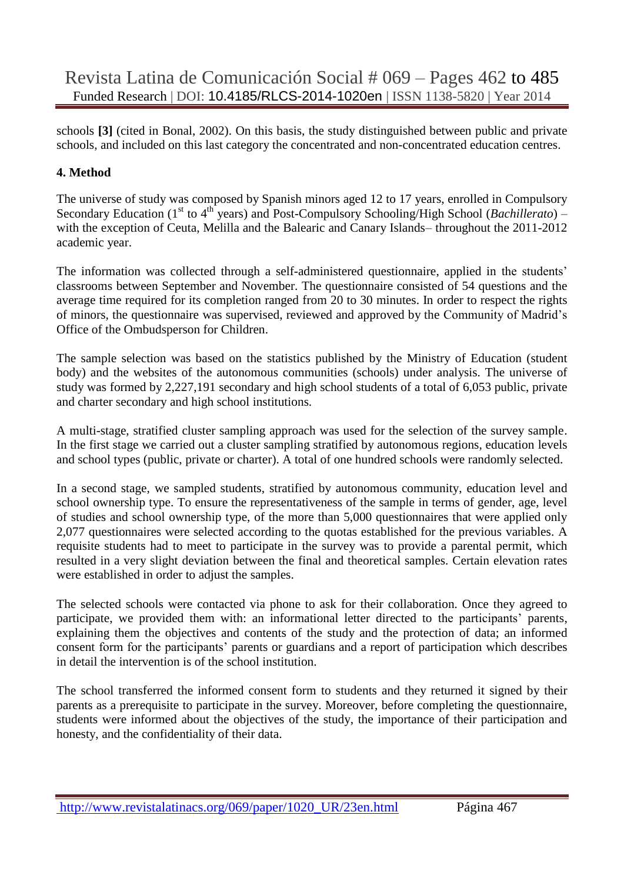schools **[3]** (cited in Bonal, 2002). On this basis, the study distinguished between public and private schools, and included on this last category the concentrated and non-concentrated education centres.

**4. Method**

The universe of study was composed by Spanish minors aged 12 to 17 years, enrolled in Compulsory Secondary Education (1st to 4th years) and Post-Compulsory Schooling/High School (*Bachillerato*) – with the exception of Ceuta, Melilla and the Balearic and Canary Islands– throughout the 2011-2012 academic year.

The information was collected through a self-administered questionnaire, applied in the students' classrooms between September and November. The questionnaire consisted of 54 questions and the average time required for its completion ranged from 20 to 30 minutes. In order to respect the rights of minors, the questionnaire was supervised, reviewed and approved by the Community of Madrid's Office of the Ombudsperson for Children.

The sample selection was based on the statistics published by the Ministry of Education (student body) and the websites of the autonomous communities (schools) under analysis. The universe of study was formed by 2,227,191 secondary and high school students of a total of 6,053 public, private and charter secondary and high school institutions.

A multi-stage, stratified cluster sampling approach was used for the selection of the survey sample. In the first stage we carried out a cluster sampling stratified by autonomous regions, education levels and school types (public, private or charter). A total of one hundred schools were randomly selected.

In a second stage, we sampled students, stratified by autonomous community, education level and school ownership type. To ensure the representativeness of the sample in terms of gender, age, level of studies and school ownership type, of the more than 5,000 questionnaires that were applied only 2,077 questionnaires were selected according to the quotas established for the previous variables. A requisite students had to meet to participate in the survey was to provide a parental permit, which resulted in a very slight deviation between the final and theoretical samples. Certain elevation rates were established in order to adjust the samples.

The selected schools were contacted via phone to ask for their collaboration. Once they agreed to participate, we provided them with: an informational letter directed to the participants' parents, explaining them the objectives and contents of the study and the protection of data; an informed consent form for the participants' parents or guardians and a report of participation which describes in detail the intervention is of the school institution.

The school transferred the informed consent form to students and they returned it signed by their parents as a prerequisite to participate in the survey. Moreover, before completing the questionnaire, students were informed about the objectives of the study, the importance of their participation and honesty, and the confidentiality of their data.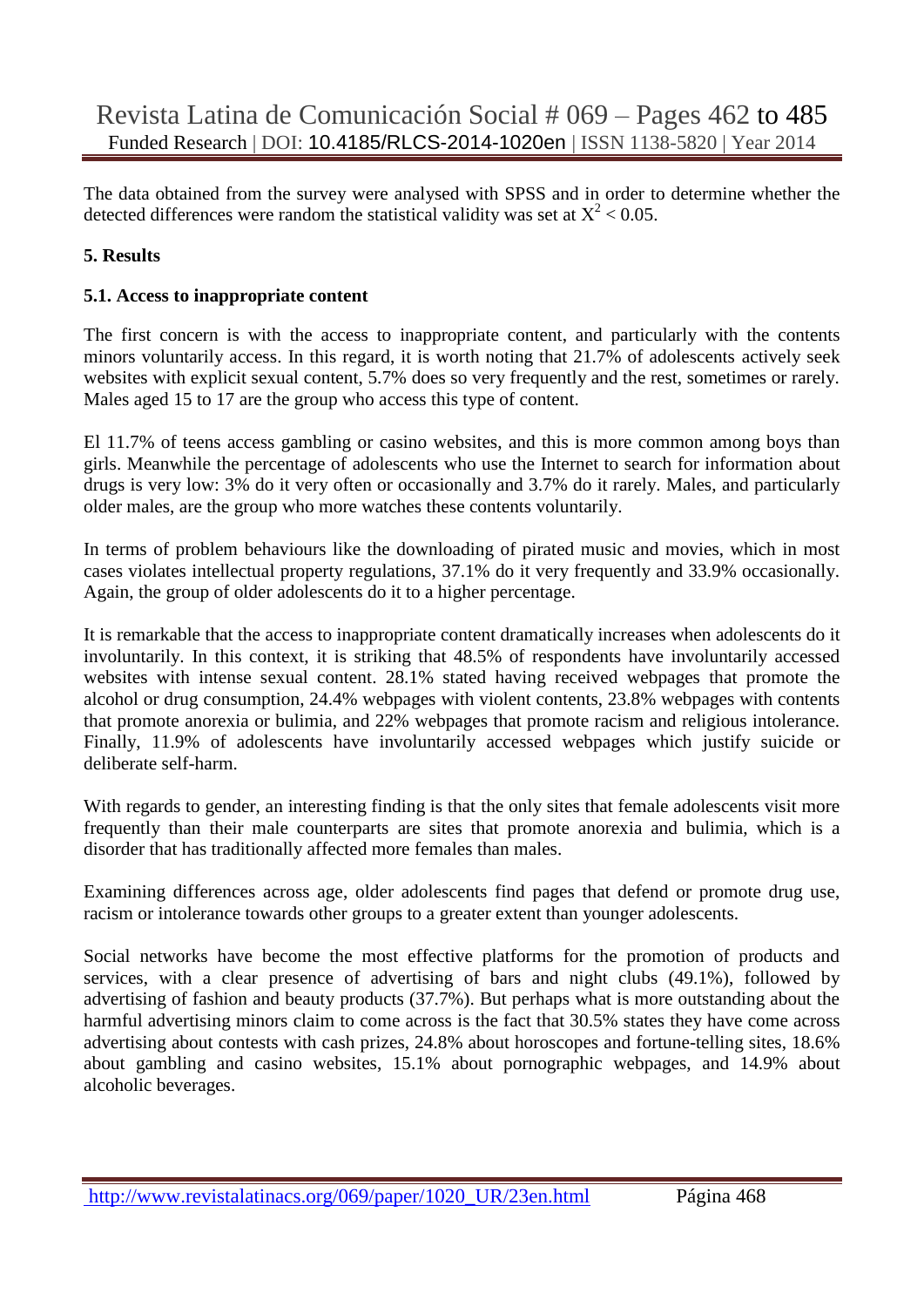The data obtained from the survey were analysed with SPSS and in order to determine whether the detected differences were random the statistical validity was set at $X^2 < 0.05$.

## 5. Results

### 5.1. Access to inappropriate content

The first concern is with the access to inappropriate content, and particularly with the contents minors voluntarily access. In this regard, it is worth noting that 21.7% of adolescents actively seek websites with explicit sexual content, 5.7% does so very frequently and the rest, sometimes or rarely. Males aged 15 to 17 are the group who access this type of content.

El 11.7% of teens access gambling or casino websites, and this is more common among boys than girls. Meanwhile the percentage of adolescents who use the Internet to search for information about drugs is very low: 3% do it very often or occasionally and 3.7% do it rarely. Males, and particularly older males, are the group who more watches these contents voluntarily.

In terms of problem behaviours like the downloading of pirated music and movies, which in most cases violates intellectual property regulations, 37.1% do it very frequently and 33.9% occasionally. Again, the group of older adolescents do it to a higher percentage.

It is remarkable that the access to inappropriate content dramatically increases when adolescents do it involuntarily. In this context, it is striking that 48.5% of respondents have involuntarily accessed websites with intense sexual content. 28.1% stated having received webpages that promote the alcohol or drug consumption, 24.4% webpages with violent contents, 23.8% webpages with contents that promote anorexia or bulimia, and 22% webpages that promote racism and religious intolerance. Finally, 11.9% of adolescents have involuntarily accessed webpages which justify suicide or deliberate self-harm.

With regards to gender, an interesting finding is that the only sites that female adolescents visit more frequently than their male counterparts are sites that promote anorexia and bulimia, which is a disorder that has traditionally affected more females than males.

Examining differences across age, older adolescents find pages that defend or promote drug use, racism or intolerance towards other groups to a greater extent than younger adolescents.

Social networks have become the most effective platforms for the promotion of products and services, with a clear presence of advertising of bars and night clubs (49.1%), followed by advertising of fashion and beauty products (37.7%). But perhaps what is more outstanding about the harmful advertising minors claim to come across is the fact that 30.5% states they have come across advertising about contests with cash prizes, 24.8% about horoscopes and fortune-telling sites, 18.6% about gambling and casino websites, 15.1% about pornographic webpages, and 14.9% about alcoholic beverages.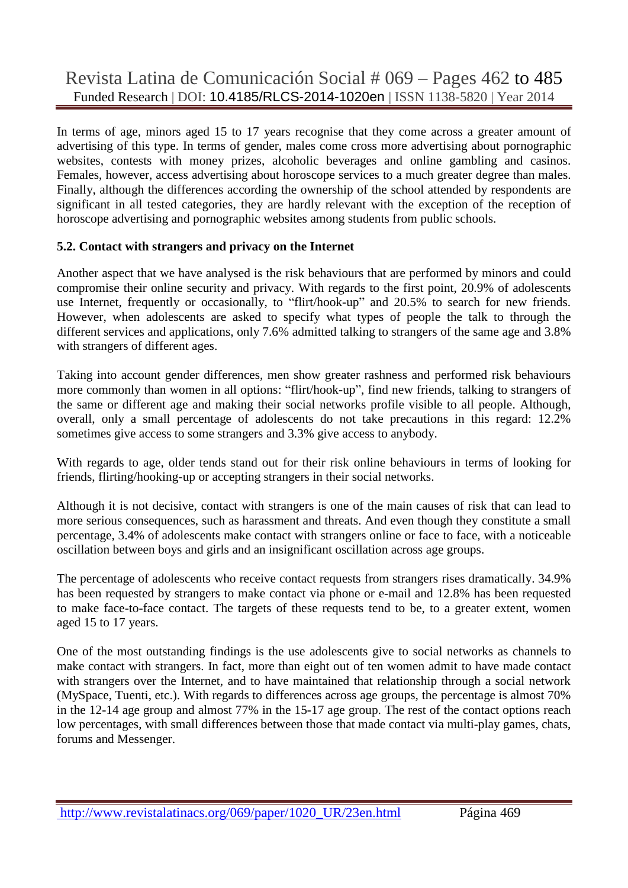In terms of age, minors aged 15 to 17 years recognise that they come across a greater amount of advertising of this type. In terms of gender, males come cross more advertising about pornographic websites, contests with money prizes, alcoholic beverages and online gambling and casinos. Females, however, access advertising about horoscope services to a much greater degree than males. Finally, although the differences according the ownership of the school attended by respondents are significant in all tested categories, they are hardly relevant with the exception of the reception of horoscope advertising and pornographic websites among students from public schools.

### 5.2. Contact with strangers and privacy on the Internet

Another aspect that we have analysed is the risk behaviours that are performed by minors and could compromise their online security and privacy. With regards to the first point, 20.9% of adolescents use Internet, frequently or occasionally, to "flirt/hook-up" and 20.5% to search for new friends. However, when adolescents are asked to specify what types of people the talk to through the different services and applications, only 7.6% admitted talking to strangers of the same age and 3.8% with strangers of different ages.

Taking into account gender differences, men show greater rashness and performed risk behaviours more commonly than women in all options: "flirt/hook-up", find new friends, talking to strangers of the same or different age and making their social networks profile visible to all people. Although, overall, only a small percentage of adolescents do not take precautions in this regard: 12.2% sometimes give access to some strangers and 3.3% give access to anybody.

With regards to age, older tends stand out for their risk online behaviours in terms of looking for friends, flirting/hooking-up or accepting strangers in their social networks.

Although it is not decisive, contact with strangers is one of the main causes of risk that can lead to more serious consequences, such as harassment and threats. And even though they constitute a small percentage, 3.4% of adolescents make contact with strangers online or face to face, with a noticeable oscillation between boys and girls and an insignificant oscillation across age groups.

The percentage of adolescents who receive contact requests from strangers rises dramatically. 34.9% has been requested by strangers to make contact via phone or e-mail and 12.8% has been requested to make face-to-face contact. The targets of these requests tend to be, to a greater extent, women aged 15 to 17 years.

One of the most outstanding findings is the use adolescents give to social networks as channels to make contact with strangers. In fact, more than eight out of ten women admit to have made contact with strangers over the Internet, and to have maintained that relationship through a social network (MySpace, Tuenti, etc.). With regards to differences across age groups, the percentage is almost 70% in the 12-14 age group and almost 77% in the 15-17 age group. The rest of the contact options reach low percentages, with small differences between those that made contact via multi-play games, chats, forums and Messenger.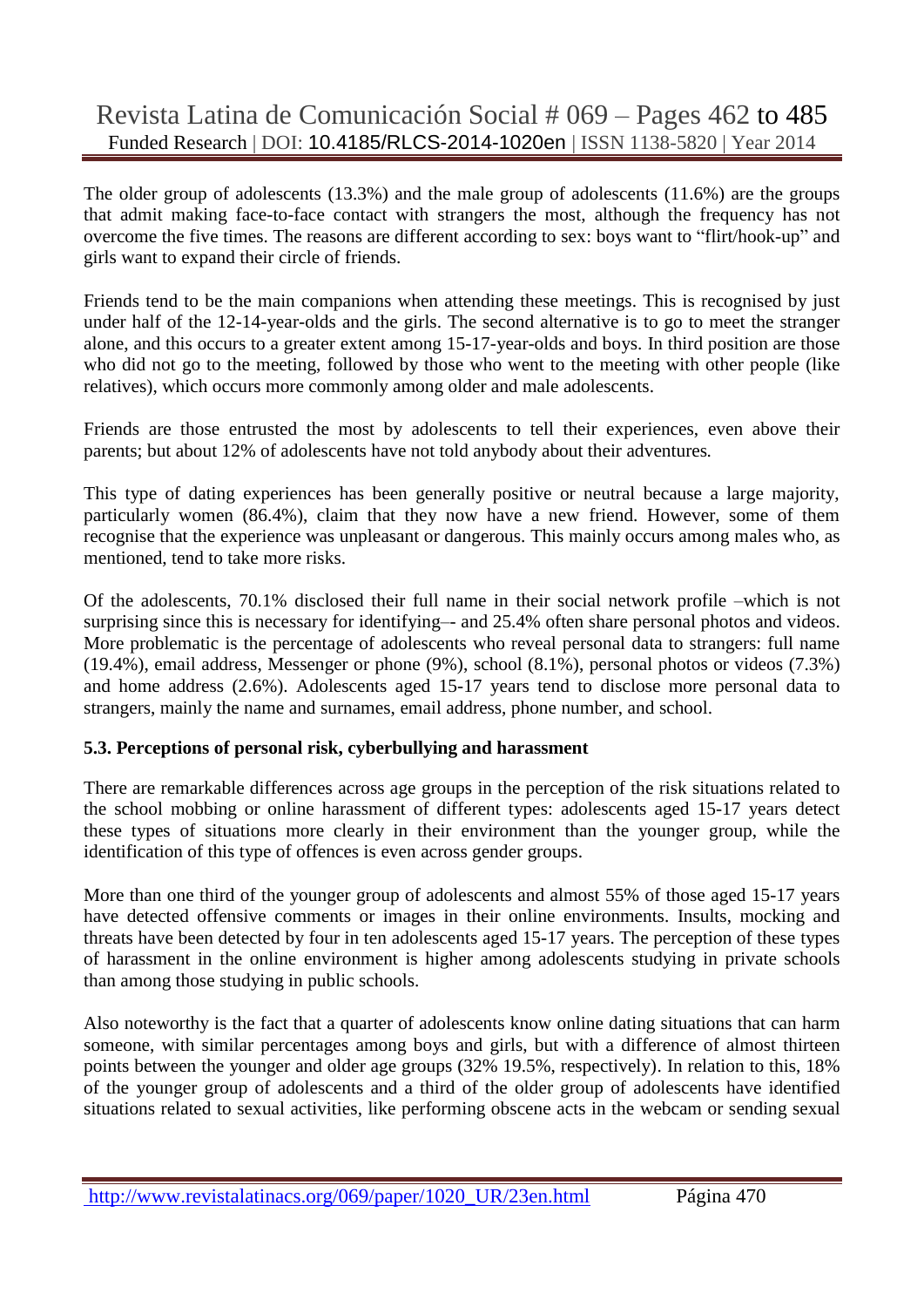The older group of adolescents (13.3%) and the male group of adolescents (11.6%) are the groups that admit making face-to-face contact with strangers the most, although the frequency has not overcome the five times. The reasons are different according to sex: boys want to "flirt/hook-up" and girls want to expand their circle of friends.

Friends tend to be the main companions when attending these meetings. This is recognised by just under half of the 12-14-year-olds and the girls. The second alternative is to go to meet the stranger alone, and this occurs to a greater extent among 15-17-year-olds and boys. In third position are those who did not go to the meeting, followed by those who went to the meeting with other people (like relatives), which occurs more commonly among older and male adolescents.

Friends are those entrusted the most by adolescents to tell their experiences, even above their parents; but about 12% of adolescents have not told anybody about their adventures.

This type of dating experiences has been generally positive or neutral because a large majority, particularly women (86.4%), claim that they now have a new friend. However, some of them recognise that the experience was unpleasant or dangerous. This mainly occurs among males who, as mentioned, tend to take more risks.

Of the adolescents, 70.1% disclosed their full name in their social network profile –which is not surprising since this is necessary for identifying–- and 25.4% often share personal photos and videos. More problematic is the percentage of adolescents who reveal personal data to strangers: full name (19.4%), email address, Messenger or phone (9%), school (8.1%), personal photos or videos (7.3%) and home address (2.6%). Adolescents aged 15-17 years tend to disclose more personal data to strangers, mainly the name and surnames, email address, phone number, and school.

### 5.3. Perceptions of personal risk, cyberbullying and harassment

There are remarkable differences across age groups in the perception of the risk situations related to the school mobbing or online harassment of different types: adolescents aged 15-17 years detect these types of situations more clearly in their environment than the younger group, while the identification of this type of offences is even across gender groups.

More than one third of the younger group of adolescents and almost 55% of those aged 15-17 years have detected offensive comments or images in their online environments. Insults, mocking and threats have been detected by four in ten adolescents aged 15-17 years. The perception of these types of harassment in the online environment is higher among adolescents studying in private schools than among those studying in public schools.

Also noteworthy is the fact that a quarter of adolescents know online dating situations that can harm someone, with similar percentages among boys and girls, but with a difference of almost thirteen points between the younger and older age groups (32% 19.5%, respectively). In relation to this, 18% of the younger group of adolescents and a third of the older group of adolescents have identified situations related to sexual activities, like performing obscene acts in the webcam or sending sexual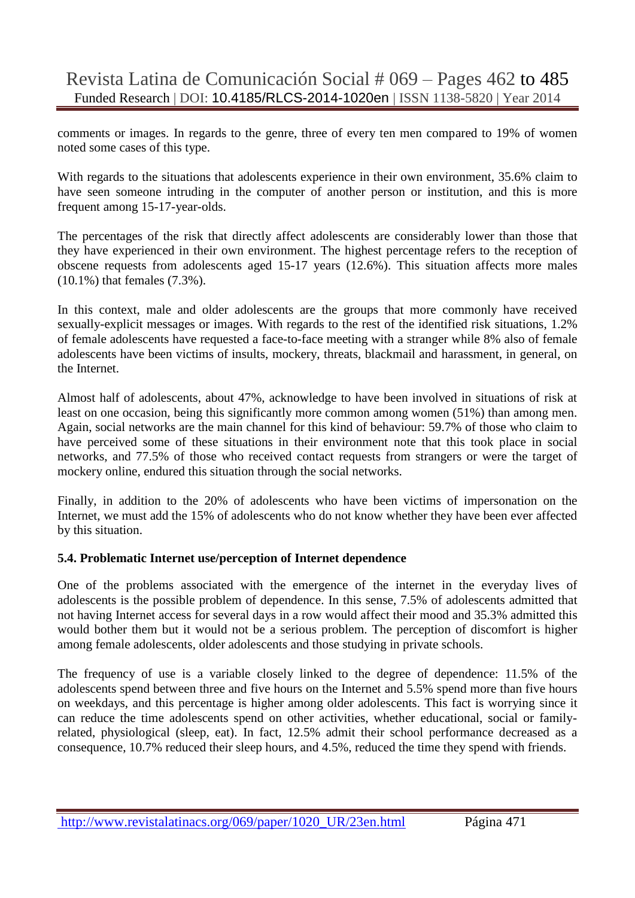comments or images. In regards to the genre, three of every ten men compared to 19% of women noted some cases of this type.

With regards to the situations that adolescents experience in their own environment, 35.6% claim to have seen someone intruding in the computer of another person or institution, and this is more frequent among 15-17-year-olds.

The percentages of the risk that directly affect adolescents are considerably lower than those that they have experienced in their own environment. The highest percentage refers to the reception of obscene requests from adolescents aged 15-17 years (12.6%). This situation affects more males (10.1%) that females (7.3%).

In this context, male and older adolescents are the groups that more commonly have received sexually-explicit messages or images. With regards to the rest of the identified risk situations, 1.2% of female adolescents have requested a face-to-face meeting with a stranger while 8% also of female adolescents have been victims of insults, mockery, threats, blackmail and harassment, in general, on the Internet.

Almost half of adolescents, about 47%, acknowledge to have been involved in situations of risk at least on one occasion, being this significantly more common among women (51%) than among men. Again, social networks are the main channel for this kind of behaviour: 59.7% of those who claim to have perceived some of these situations in their environment note that this took place in social networks, and 77.5% of those who received contact requests from strangers or were the target of mockery online, endured this situation through the social networks.

Finally, in addition to the 20% of adolescents who have been victims of impersonation on the Internet, we must add the 15% of adolescents who do not know whether they have been ever affected by this situation.

### 5.4. Problematic Internet use/perception of Internet dependence

One of the problems associated with the emergence of the internet in the everyday lives of adolescents is the possible problem of dependence. In this sense, 7.5% of adolescents admitted that not having Internet access for several days in a row would affect their mood and 35.3% admitted this would bother them but it would not be a serious problem. The perception of discomfort is higher among female adolescents, older adolescents and those studying in private schools.

The frequency of use is a variable closely linked to the degree of dependence: 11.5% of the adolescents spend between three and five hours on the Internet and 5.5% spend more than five hours on weekdays, and this percentage is higher among older adolescents. This fact is worrying since it can reduce the time adolescents spend on other activities, whether educational, social or family-related, physiological (sleep, eat). In fact, 12.5% admit their school performance decreased as a consequence, 10.7% reduced their sleep hours, and 4.5%, reduced the time they spend with friends.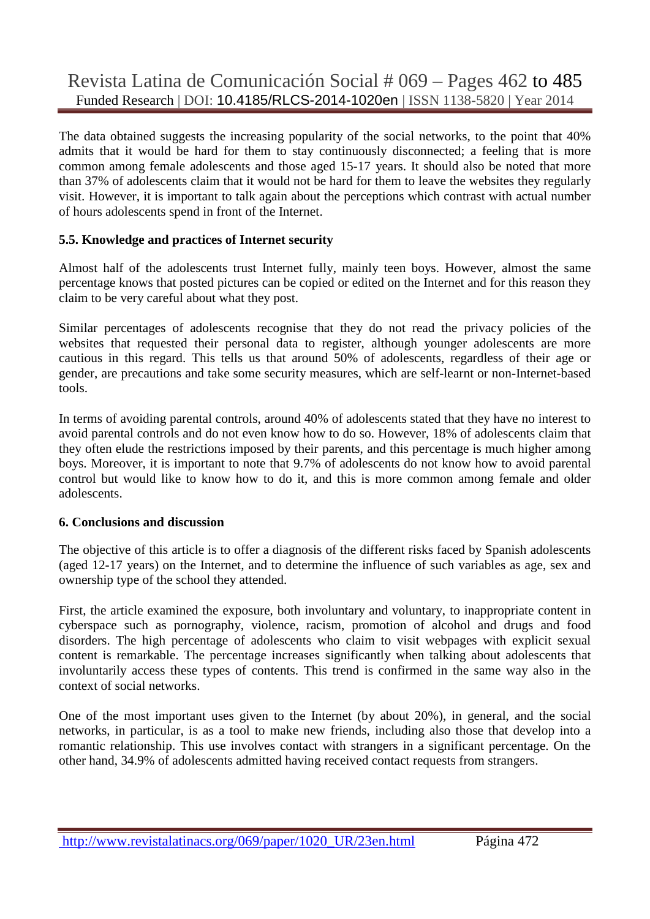The data obtained suggests the increasing popularity of the social networks, to the point that 40% admits that it would be hard for them to stay continuously disconnected; a feeling that is more common among female adolescents and those aged 15-17 years. It should also be noted that more than 37% of adolescents claim that it would not be hard for them to leave the websites they regularly visit. However, it is important to talk again about the perceptions which contrast with actual number of hours adolescents spend in front of the Internet.

### 5.5. Knowledge and practices of Internet security

Almost half of the adolescents trust Internet fully, mainly teen boys. However, almost the same percentage knows that posted pictures can be copied or edited on the Internet and for this reason they claim to be very careful about what they post.

Similar percentages of adolescents recognise that they do not read the privacy policies of the websites that requested their personal data to register, although younger adolescents are more cautious in this regard. This tells us that around 50% of adolescents, regardless of their age or gender, are precautions and take some security measures, which are self-learnt or non-Internet-based tools.

In terms of avoiding parental controls, around 40% of adolescents stated that they have no interest to avoid parental controls and do not even know how to do so. However, 18% of adolescents claim that they often elude the restrictions imposed by their parents, and this percentage is much higher among boys. Moreover, it is important to note that 9.7% of adolescents do not know how to avoid parental control but would like to know how to do it, and this is more common among female and older adolescents.

## 6. Conclusions and discussion

The objective of this article is to offer a diagnosis of the different risks faced by Spanish adolescents (aged 12-17 years) on the Internet, and to determine the influence of such variables as age, sex and ownership type of the school they attended.

First, the article examined the exposure, both involuntary and voluntary, to inappropriate content in cyberspace such as pornography, violence, racism, promotion of alcohol and drugs and food disorders. The high percentage of adolescents who claim to visit webpages with explicit sexual content is remarkable. The percentage increases significantly when talking about adolescents that involuntarily access these types of contents. This trend is confirmed in the same way also in the context of social networks.

One of the most important uses given to the Internet (by about 20%), in general, and the social networks, in particular, is as a tool to make new friends, including also those that develop into a romantic relationship. This use involves contact with strangers in a significant percentage. On the other hand, 34.9% of adolescents admitted having received contact requests from strangers.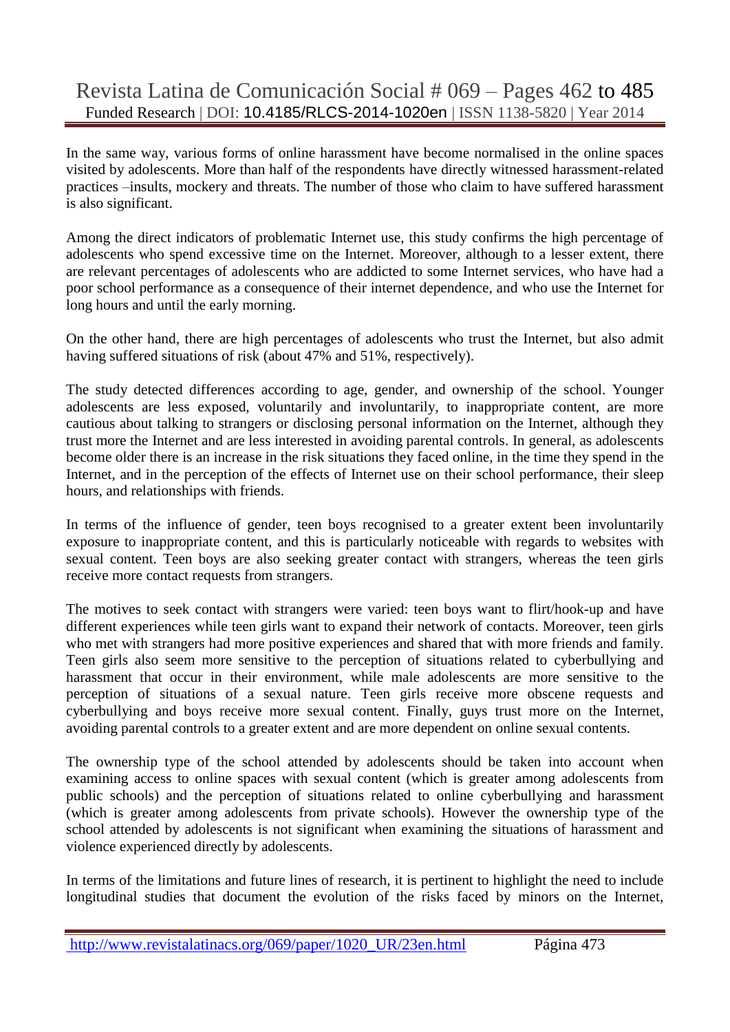In the same way, various forms of online harassment have become normalised in the online spaces visited by adolescents. More than half of the respondents have directly witnessed harassment-related practices –insults, mockery and threats. The number of those who claim to have suffered harassment is also significant.

Among the direct indicators of problematic Internet use, this study confirms the high percentage of adolescents who spend excessive time on the Internet. Moreover, although to a lesser extent, there are relevant percentages of adolescents who are addicted to some Internet services, who have had a poor school performance as a consequence of their internet dependence, and who use the Internet for long hours and until the early morning.

On the other hand, there are high percentages of adolescents who trust the Internet, but also admit having suffered situations of risk (about 47% and 51%, respectively).

The study detected differences according to age, gender, and ownership of the school. Younger adolescents are less exposed, voluntarily and involuntarily, to inappropriate content, are more cautious about talking to strangers or disclosing personal information on the Internet, although they trust more the Internet and are less interested in avoiding parental controls. In general, as adolescents become older there is an increase in the risk situations they faced online, in the time they spend in the Internet, and in the perception of the effects of Internet use on their school performance, their sleep hours, and relationships with friends.

In terms of the influence of gender, teen boys recognised to a greater extent been involuntarily exposure to inappropriate content, and this is particularly noticeable with regards to websites with sexual content. Teen boys are also seeking greater contact with strangers, whereas the teen girls receive more contact requests from strangers.

The motives to seek contact with strangers were varied: teen boys want to flirt/hook-up and have different experiences while teen girls want to expand their network of contacts. Moreover, teen girls who met with strangers had more positive experiences and shared that with more friends and family. Teen girls also seem more sensitive to the perception of situations related to cyberbullying and harassment that occur in their environment, while male adolescents are more sensitive to the perception of situations of a sexual nature. Teen girls receive more obscene requests and cyberbullying and boys receive more sexual content. Finally, guys trust more on the Internet, avoiding parental controls to a greater extent and are more dependent on online sexual contents.

The ownership type of the school attended by adolescents should be taken into account when examining access to online spaces with sexual content (which is greater among adolescents from public schools) and the perception of situations related to online cyberbullying and harassment (which is greater among adolescents from private schools). However the ownership type of the school attended by adolescents is not significant when examining the situations of harassment and violence experienced directly by adolescents.

In terms of the limitations and future lines of research, it is pertinent to highlight the need to include longitudinal studies that document the evolution of the risks faced by minors on the Internet,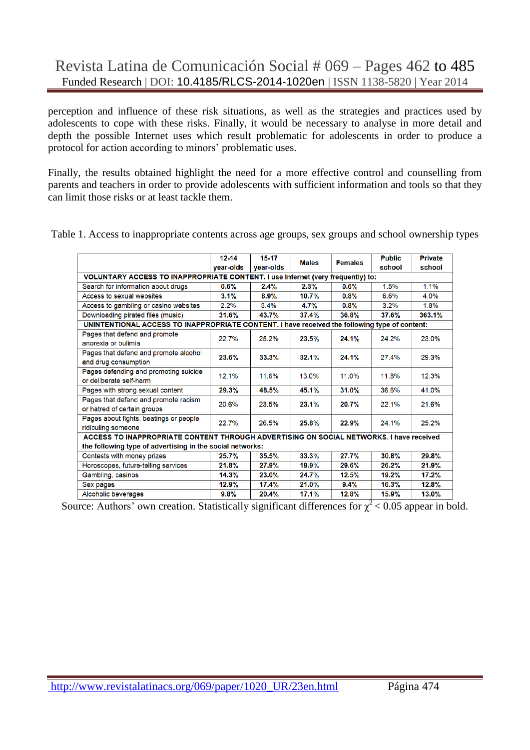perception and influence of these risk situations, as well as the strategies and practices used by adolescents to cope with these risks. Finally, it would be necessary to analyse in more detail and depth the possible Internet uses which result problematic for adolescents in order to produce a protocol for action according to minors' problematic uses.

Finally, the results obtained highlight the need for a more effective control and counselling from parents and teachers in order to provide adolescents with sufficient information and tools so that they can limit those risks or at least tackle them.

Table 1. Access to inappropriate contents across age groups, sex groups and school ownership types

| | 12-14 year-olds | 15-17 year-olds | Males | Females | Public school | Private school |
|---|---|---|---|---|---|---|
| **VOLUNTARY ACCESS TO INAPPROPRIATE CONTENT. I use Internet (very frequently) to:** | | | | | | |
| Search for information about drugs | **0.6%** | **2.4%** | **2.3%** | **0.6%** | 1.5% | 1.1% |
| Access to sexual websites | **3.1%** | **8.9%** | **10.7%** | **0.8%** | 6.6% | 4.0% |
| Access to gambling or casino websites | 2.2% | 3.4% | **4.7%** | **0.8%** | 3.2% | 1.8% |
| Downloading pirated files (music) | **31.6%** | **43.7%** | **37.4%** | **36.8%** | **37.6%** | **363.1%** |
| **UNINTENTIONAL ACCESS TO INAPPROPRIATE CONTENT. I have received the following type of content:** | | | | | | |
| Pages that defend and promote anorexia or bulimia | 22.7% | 25.2% | **23.5%** | **24.1%** | 24.2% | 23.0% |
| Pages that defend and promote alcohol and drug consumption | **23.6%** | **33.3%** | **32.1%** | **24.1%** | 27.4% | 29.3% |
| Pages defending and promoting suicide or deliberate self-harm | 12.1% | 11.6% | 13.0% | 11.0% | 11.8% | 12.3% |
| Pages with strong sexual content | **29.3%** | **48.5%** | **45.1%** | **31.0%** | 36.6% | 41.0% |
| Pages that defend and promote racism or hatred of certain groups | 20.6% | 23.5% | **23.1%** | **20.7%** | 22.1% | 21.6% |
| Pages about fights, beatings or people ridiculing someone | 22.7% | 26.5% | **25.8%** | **22.9%** | 24.1% | 25.2% |
| **ACCESS TO INAPPROPRIATE CONTENT THROUGH ADVERTISING ON SOCIAL NETWORKS. I have received the following type of advertising in the social networks:** | | | | | | |
| Contests with money prizes | **25.7%** | **35.5%** | **33.3%** | **27.7%** | **30.8%** | **29.8%** |
| Horoscopes, future-telling services | **21.8%** | **27.9%** | **19.9%** | **29.6%** | **26.2%** | **21.9%** |
| Gambling, casinos | **14.3%** | **23.0%** | **24.7%** | **12.5%** | **19.2%** | **17.2%** |
| Sex pages | **12.9%** | **17.4%** | **21.0%** | **9.4%** | **16.3%** | **12.8%** |
| Alcoholic beverages | **9.8%** | **20.4%** | **17.1%** | **12.8%** | **15.9%** | **13.0%** |

Source: Authors' own creation. Statistically significant differences for $\chi^2 < 0.05$ appear in bold.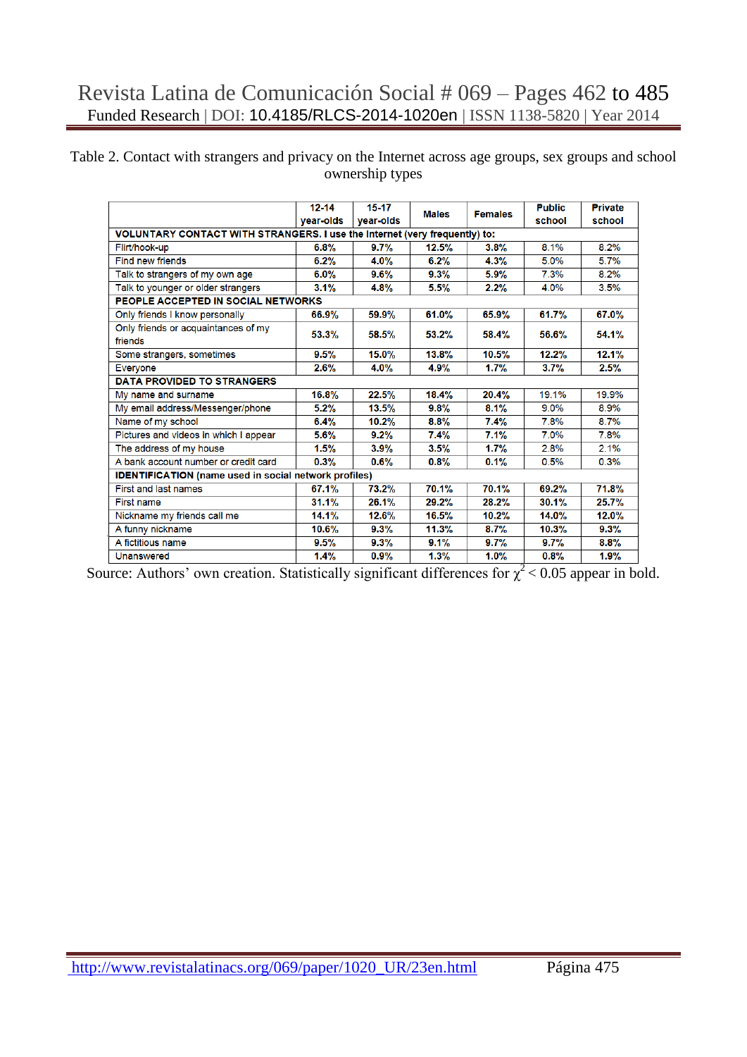Table 2. Contact with strangers and privacy on the Internet across age groups, sex groups and school ownership types

| | 12-14 year-olds | 15-17 year-olds | Males | Females | Public school | Private school |
|---|---|---|---|---|---|---|
| **VOLUNTARY CONTACT WITH STRANGERS. I use the Internet (very frequently) to:** | | | | | | |
| Flirt/hook-up | **6.8%** | **9.7%** | **12.5%** | **3.8%** | 8.1% | 8.2% |
| Find new friends | **6.2%** | **4.0%** | **6.2%** | **4.3%** | 5.0% | 5.7% |
| Talk to strangers of my own age | **6.0%** | **9.6%** | **9.3%** | **5.9%** | 7.3% | 8.2% |
| Talk to younger or older strangers | **3.1%** | **4.8%** | **5.5%** | **2.2%** | 4.0% | 3.5% |
| **PEOPLE ACCEPTED IN SOCIAL NETWORKS** | | | | | | |
| Only friends I know personally | **66.9%** | **59.9%** | **61.0%** | **65.9%** | **61.7%** | **67.0%** |
| Only friends or acquaintances of my friends | **53.3%** | **58.5%** | **53.2%** | **58.4%** | **56.6%** | **54.1%** |
| Some strangers, sometimes | **9.5%** | **15.0%** | **13.8%** | **10.5%** | **12.2%** | **12.1%** |
| Everyone | **2.6%** | **4.0%** | **4.9%** | **1.7%** | **3.7%** | **2.5%** |
| **DATA PROVIDED TO STRANGERS** | | | | | | |
| My name and surname | **16.8%** | **22.5%** | **18.4%** | **20.4%** | 19.1% | 19.9% |
| My email address/Messenger/phone | **5.2%** | **13.5%** | **9.8%** | **8.1%** | 9.0% | 8.9% |
| Name of my school | **6.4%** | **10.2%** | **8.8%** | **7.4%** | 7.8% | 8.7% |
| Pictures and videos in which I appear | **5.6%** | **9.2%** | **7.4%** | **7.1%** | 7.0% | 7.8% |
| The address of my house | **1.5%** | **3.9%** | **3.5%** | **1.7%** | 2.8% | 2.1% |
| A bank account number or credit card | **0.3%** | **0.6%** | **0.8%** | **0.1%** | 0.5% | 0.3% |
| **IDENTIFICATION (name used in social network profiles)** | | | | | | |
| First and last names | **67.1%** | **73.2%** | **70.1%** | **70.1%** | **69.2%** | **71.8%** |
| First name | **31.1%** | **26.1%** | **29.2%** | **28.2%** | **30.1%** | **25.7%** |
| Nickname my friends call me | **14.1%** | **12.6%** | **16.5%** | **10.2%** | **14.0%** | **12.0%** |
| A funny nickname | **10.6%** | **9.3%** | **11.3%** | **8.7%** | **10.3%** | **9.3%** |
| A fictitious name | **9.5%** | **9.3%** | **9.1%** | **9.7%** | **9.7%** | **8.8%** |
| Unanswered | **1.4%** | **0.9%** | **1.3%** | **1.0%** | **0.8%** | **1.9%** |

Source: Authors' own creation. Statistically significant differences for $\chi^2 < 0.05$ appear in bold.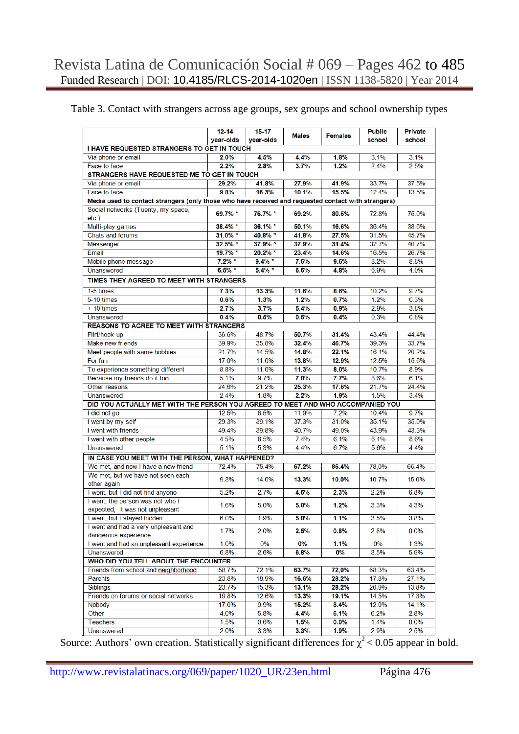Table 3. Contact with strangers across age groups, sex groups and school ownership types

| | 12-14 year-olds | 15-17 year-olds | Males | Females | Public school | Private school |
|---|---|---|---|---|---|---|
| **I HAVE REQUESTED STRANGERS TO GET IN TOUCH** | | | | | | |
| Via phone or email | **2.0%** | **4.5%** | **4.4%** | **1.8%** | 3.1% | 3.1% |
| Face to face | **2.2%** | **2.8%** | **3.7%** | **1.2%** | 2.4% | 2.5% |
| **STRANGERS HAVE REQUESTED ME TO GET IN TOUCH** | | | | | | |
| Via phone or email | **29.2%** | **41.8%** | **27.9%** | **41.9%** | 33.7% | 37.5% |
| Face to face | **9.8%** | **16.3%** | **10.1%** | **15.5%** | 12.4% | 13.5% |
| **Media used to contact strangers (only those who have received and requested contact with strangers)** | | | | | | |
| Social networks (Tuenty, my space, etc.) | **69.7% *** | **76.7% *** | **69.2%** | **80.5%** | 72.8% | 75.0% |
| Multi-play games | **38.4% *** | **36.1% *** | **50.1%** | **16.6%** | 36.4% | 38.6% |
| Chats and forums | **31.0% *** | **40.8% *** | **41.8%** | **27.5%** | 31.5% | 45.7% |
| Messenger | **32.5% *** | **37.9% *** | **37.9%** | **31.4%** | 32.7% | 40.7% |
| Email | **19.7% *** | **20.2% *** | **23.4%** | **14.6%** | 16.5% | 26.7% |
| Mobile phone message | **7.2% *** | **9.4% *** | **7.6%** | **9.6%** | 8.2% | 8.8% |
| Unanswered | **6.5% *** | **5.4% *** | **6.6%** | **4.8%** | 6.9% | 4.0% |
| **TIMES THEY AGREED TO MEET WITH STRANGERS** | | | | | | |
| 1-5 times | **7.3%** | **13.3%** | **11.6%** | **8.6%** | 10.2% | 9.7% |
| 5-10 times | **0.6%** | **1.3%** | **1.2%** | **0.7%** | 1.2% | 0.3% |
| + 10 times | **2.7%** | **3.7%** | **5.4%** | **0.9%** | 2.9% | 3.8% |
| Unanswered | **0.4%** | **0.5%** | **0.5%** | **0.4%** | 0.3% | 0.8% |
| **REASONS TO AGREE TO MEET WITH STRANGERS** | | | | | | |
| Flirt/hook-up | 36.6% | 48.7% | **50.7%** | **31.4%** | 43.4% | 44.4% |
| Make new friends | 39.9% | 35.8% | **32.4%** | **46.7%** | 39.3% | 33.7% |
| Meet people with same hobbies | 21.7% | 14.5% | **14.8%** | **22.1%** | 16.1% | 20.2% |
| For fun | 17.0% | 11.0% | **13.8%** | **12.9%** | 12.5% | 15.6% |
| To experience something different | 8.8% | 11.0% | **11.3%** | **8.0%** | 10.7% | 8.9% |
| Because my friends do it too | 5.1% | 9.7% | **7.8%** | **7.7%** | 8.6% | 6.1% |
| Other reasons | 24.6% | 21.2% | **25.3%** | **17.6%** | 21.7% | 24.4% |
| Unanswered | 2.4% | 1.8% | **2.2%** | **1.9%** | 1.5% | 3.4% |
| **DID YOU ACTUALLY MET WITH THE PERSON YOU AGREED TO MEET AND WHO ACCOMPANIED YOU** | | | | | | |
| I did not go | 12.5% | 8.5% | 11.9% | 7.2% | 10.4% | 9.7% |
| I went by my self | 29.3% | 39.1% | 37.3% | 31.0% | 35.1% | 35.0% |
| I went with friends | 49.4% | 39.8% | 40.7% | 49.0% | 43.9% | 43.3% |
| I went with other people | 4.5% | 8.5% | 7.4% | 6.1% | 6.1% | 8.6% |
| Unanswered | 5.1% | 5.3% | 4.4% | 6.7% | 5.6% | 4.4% |
| **IN CASE YOU MEET WITH THE PERSON, WHAT HAPPENED?** | | | | | | |
| We met, and now I have a new friend | 72.4% | 75.4% | **67.2%** | **86.4%** | 78,0% | 66.4% |
| We met, but we have not seen each other again | 9.3% | 14.0% | **13.3%** | **10.0%** | 10.7% | 15.0% |
| I went, but I did not find anyone | 5.2% | 2.7% | **4.5%** | **2.3%** | 2.2% | 6.8% |
| I went, the person was not who I expected, it was not unpleasant | 1.6% | 5.0% | **5.0%** | **1.2%** | 3.3% | 4.3% |
| I went, but I stayed hidden | 6.0% | 1.9% | **5.0%** | **1.1%** | 3.5% | 3.8% |
| I went and had a very unpleasant and dangerous experience | 1.7% | 2.0% | **2.5%** | **0.8%** | 2.8% | 0.0% |
| I went and had an unpleasant experience | 1.0% | 0% | **0%** | **1.1%** | 0% | 1.3% |
| Unanswered | 6.8% | 2.6% | **6.8%** | **0%** | 3.5% | 5.9% |
| **WHO DID YOU TELL ABOUT THE ENCOUNTER** | | | | | | |
| Friends from school and neighborhood | 58.7% | 72.1% | **63.7%** | **72,0%** | 68.3% | 63.4% |
| Parents | 23.8% | 18.9% | **16.6%** | **28.2%** | 17.8% | 27.1% |
| Siblings | 23.7% | 15.3% | **13.1%** | **28.2%** | 20.9% | 13.8% |
| Friends on forums or social networks | 19.8% | 12.6% | **13.3%** | **19.1%** | 14.5% | 17.3% |
| Nobody | 17.0% | 9.9% | **15.2%** | **8.4%** | 12.0% | 14.1% |
| Other | 4.0% | 5.8% | **4.4%** | **6.1%** | 6.2% | 2.8% |
| Teachers | 1.5% | 0.6% | **1.5%** | **0.0%** | 1.4% | 0.0% |
| Unanswered | 2.0% | 3.3% | **3.3%** | **1.9%** | 2.9% | 2.5% |

Source: Authors' own creation. Statistically significant differences for $\chi^2 < 0.05$ appear in bold.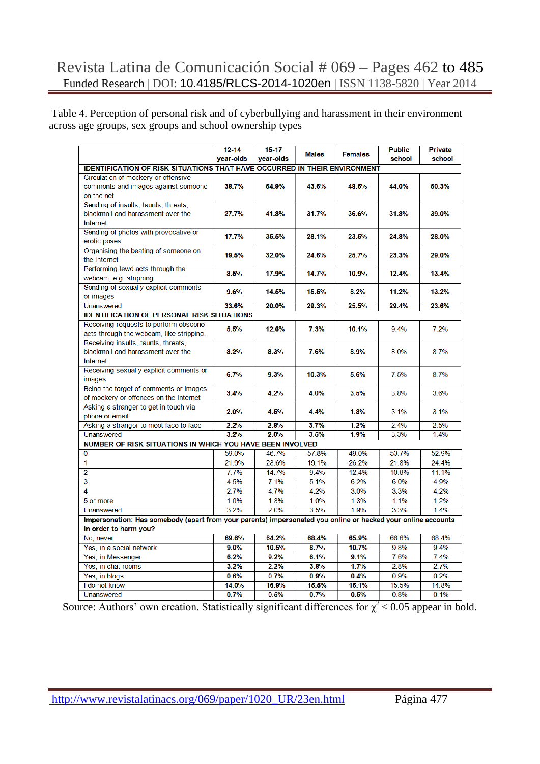Table 4. Perception of personal risk and of cyberbullying and harassment in their environment across age groups, sex groups and school ownership types

| | 12-14 year-olds | 15-17 year-olds | Males | Females | Public school | Private school |
|---|---|---|---|---|---|---|
| **IDENTIFICATION OF RISK SITUATIONS THAT HAVE OCCURRED IN THEIR ENVIRONMENT** | | | | | | |
| Circulation of mockery or offensive comments and images against someone on the net | **38.7%** | **54.9%** | **43.6%** | **48.5%** | **44.0%** | **50.3%** |
| Sending of insults, taunts, threats, blackmail and harassment over the Internet | **27.7%** | **41.8%** | **31.7%** | **36.6%** | **31.8%** | **39.0%** |
| Sending of photos with provocative or erotic poses | **17.7%** | **35.5%** | **28.1%** | **23.5%** | **24.8%** | **28.0%** |
| Organising the beating of someone on the Internet | **19.5%** | **32.0%** | **24.6%** | **25.7%** | **23.3%** | **29.0%** |
| Performing lewd acts through the webcam, e.g. stripping | **8.5%** | **17.9%** | **14.7%** | **10.9%** | **12.4%** | **13.4%** |
| Sending of sexually explicit comments or images | **9.6%** | **14.5%** | **15.5%** | **8.2%** | **11.2%** | **13.2%** |
| Unanswered | **33.6%** | **20.0%** | **29.3%** | **25.5%** | **29.4%** | **23.6%** |
| **IDENTIFICATION OF PERSONAL RISK SITUATIONS** | | | | | | |
| Receiving requests to perform obscene acts through the webcam, like stripping | **5.5%** | **12.6%** | **7.3%** | **10.1%** | 9.4% | 7.2% |
| Receiving insults, taunts, threats, blackmail and harassment over the Internet | **8.2%** | **8.3%** | **7.6%** | **8.9%** | 8.0% | 8.7% |
| Receiving sexually explicit comments or images | **6.7%** | **9.3%** | **10.3%** | **5.6%** | 7.5% | 8.7% |
| Being the target of comments or images of mockery or offences on the Internet | **3.4%** | **4.2%** | **4.0%** | **3.5%** | 3.8% | 3.6% |
| Asking a stranger to get in touch via phone or email | **2.0%** | **4.5%** | **4.4%** | **1.8%** | 3.1% | 3.1% |
| Asking a stranger to meet face to face | **2.2%** | **2.8%** | **3.7%** | **1.2%** | 2.4% | 2.5% |
| Unanswered | **3.2%** | **2.0%** | **3.5%** | **1.9%** | 3.3% | 1.4% |
| **NUMBER OF RISK SITUATIONS IN WHICH YOU HAVE BEEN INVOLVED** | | | | | | |
| 0 | 59.0% | 46.7% | 57.8% | 49.0% | 53.7% | 52.9% |
| 1 | 21.9% | 23.6% | 19.1% | 26.2% | 21.8% | 24.4% |
| 2 | 7.7% | 14.7% | 9.4% | 12.4% | 10.8% | 11.1% |
| 3 | 4.5% | 7.1% | 5.1% | 6.2% | 6.0% | 4.9% |
| 4 | 2.7% | 4.7% | 4.2% | 3.0% | 3.3% | 4.2% |
| 5 or more | 1.0% | 1.3% | 1.0% | 1.3% | 1.1% | 1.2% |
| Unanswered | 3.2% | 2.0% | 3.5% | 1.9% | 3.3% | 1.4% |
| **Impersonation: Has somebody (apart from your parents) impersonated you online or hacked your online accounts in order to harm you?** | | | | | | |
| No, never | **69.6%** | **64.2%** | **68.4%** | **65.9%** | 66.6% | 68.4% |
| Yes, in a social network | **9.0%** | **10.6%** | **8.7%** | **10.7%** | 9.8% | 9.4% |
| Yes, in Messenger | **6.2%** | **9.2%** | **6.1%** | **9.1%** | 7.6% | 7.4% |
| Yes, in chat rooms | **3.2%** | **2.2%** | **3.8%** | **1.7%** | 2.8% | 2.7% |
| Yes, in blogs | **0.6%** | **0.7%** | **0.9%** | **0.4%** | 0.9% | 0.2% |
| I do not know | **14.0%** | **16.9%** | **15.5%** | **15.1%** | 15.5% | 14.8% |
| Unanswered | **0.7%** | **0.5%** | **0.7%** | **0.5%** | 0.8% | 0.1% |

Source: Authors' own creation. Statistically significant differences for $\chi^2 < 0.05$ appear in bold.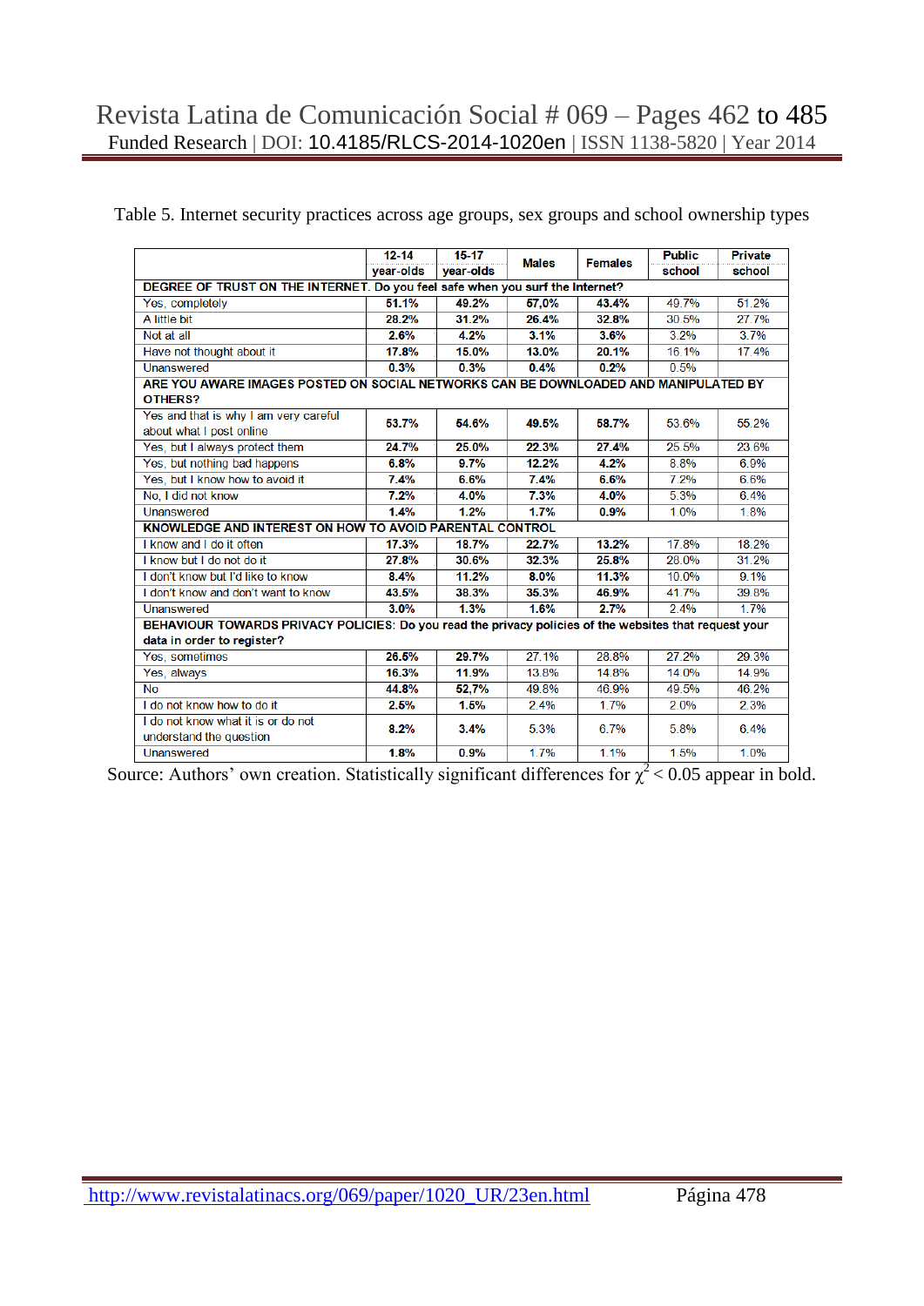Table 5. Internet security practices across age groups, sex groups and school ownership types

| | 12-14 year-olds | 15-17 year-olds | Males | Females | Public school | Private school |
|---|---|---|---|---|---|---|
| **DEGREE OF TRUST ON THE INTERNET. Do you feel safe when you surf the Internet?** | | | | | | |
| Yes, completely | **51.1%** | **49.2%** | **57,0%** | **43.4%** | 49.7% | 51.2% |
| A little bit | **28.2%** | **31.2%** | **26.4%** | **32.8%** | 30.5% | 27.7% |
| Not at all | **2.6%** | **4.2%** | **3.1%** | **3.6%** | 3.2% | 3.7% |
| Have not thought about it | **17.8%** | **15.0%** | **13.0%** | **20.1%** | 16.1% | 17.4% |
| Unanswered | **0.3%** | **0.3%** | **0.4%** | **0.2%** | 0.5% | |
| **ARE YOU AWARE IMAGES POSTED ON SOCIAL NETWORKS CAN BE DOWNLOADED AND MANIPULATED BY OTHERS?** | | | | | | |
| Yes and that is why I am very careful about what I post online | **53.7%** | **54.6%** | **49.5%** | **58.7%** | 53.6% | 55.2% |
| Yes, but I always protect them | **24.7%** | **25.0%** | **22.3%** | **27.4%** | 25.5% | 23.6% |
| Yes, but nothing bad happens | **6.8%** | **9.7%** | **12.2%** | **4.2%** | 8.8% | 6.9% |
| Yes, but I know how to avoid it | **7.4%** | **6.6%** | **7.4%** | **6.6%** | 7.2% | 6.6% |
| No, I did not know | **7.2%** | **4.0%** | **7.3%** | **4.0%** | 5.3% | 6.4% |
| Unanswered | **1.4%** | **1.2%** | **1.7%** | **0.9%** | 1.0% | 1.8% |
| **KNOWLEDGE AND INTEREST ON HOW TO AVOID PARENTAL CONTROL** | | | | | | |
| I know and I do it often | **17.3%** | **18.7%** | **22.7%** | **13.2%** | 17.8% | 18.2% |
| I know but I do not do it | **27.8%** | **30.6%** | **32.3%** | **25.8%** | 28.0% | 31.2% |
| I don't know but I'd like to know | **8.4%** | **11.2%** | **8.0%** | **11.3%** | 10.0% | 9.1% |
| I don't know and don't want to know | **43.5%** | **38.3%** | **35.3%** | **46.9%** | 41.7% | 39.8% |
| Unanswered | **3.0%** | **1.3%** | **1.6%** | **2.7%** | 2.4% | 1.7% |
| **BEHAVIOUR TOWARDS PRIVACY POLICIES: Do you read the privacy policies of the websites that request your data in order to register?** | | | | | | |
| Yes, sometimes | **26.5%** | **29.7%** | 27.1% | 28.8% | 27.2% | 29.3% |
| Yes, always | **16.3%** | **11.9%** | 13.8% | 14.8% | 14.0% | 14.9% |
| No | **44.8%** | **52,7%** | 49.8% | 46.9% | 49.5% | 46.2% |
| I do not know how to do it | **2.5%** | **1.5%** | 2.4% | 1.7% | 2.0% | 2.3% |
| I do not know what it is or do not understand the question | **8.2%** | **3.4%** | 5.3% | 6.7% | 5.8% | 6.4% |
| Unanswered | **1.8%** | **0.9%** | 1.7% | 1.1% | 1.5% | 1.0% |

Source: Authors' own creation. Statistically significant differences for $\chi^2 < 0.05$ appear in bold.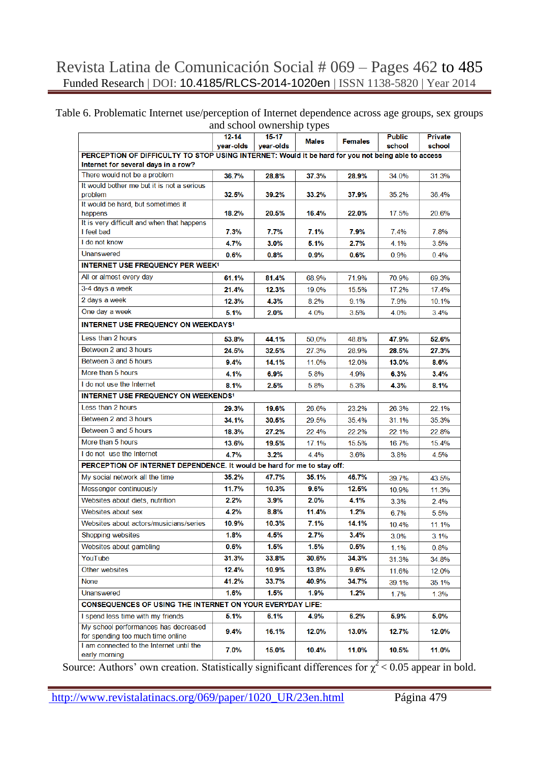Table 6. Problematic Internet use/perception of Internet dependence across age groups, sex groups and school ownership types

| | 12-14 year-olds | 15-17 year-olds | Males | Females | Public school | Private school |
|---|---|---|---|---|---|---|
| **PERCEPTION OF DIFFICULTY TO STOP USING INTERNET: Would it be hard for you not being able to access Internet for several days in a row?** | | | | | | |
| There would not be a problem | **36.7%** | **28.8%** | **37.3%** | **28.9%** | 34.0% | 31.3% |
| It would bother me but it is not a serious problem | **32.5%** | **39.2%** | **33.2%** | **37.9%** | 35.2% | 36.4% |
| It would be hard, but sometimes it happens | **18.2%** | **20.5%** | **16.4%** | **22.0%** | 17.5% | 20.6% |
| It is very difficult and when that happens I feel bad | **7.3%** | **7.7%** | **7.1%** | **7.9%** | 7.4% | 7.8% |
| I do not know | **4.7%** | **3.0%** | **5.1%** | **2.7%** | 4.1% | 3.5% |
| Unanswered | **0.6%** | **0.8%** | **0.9%** | **0.6%** | 0.9% | 0.4% |
| **INTERNET USE FREQUENCY PER WEEK[1]** | | | | | | |
| All or almost every day | **61.1%** | **81.4%** | 68.9% | 71.9% | 70.9% | 69.3% |
| 3-4 days a week | **21.4%** | **12.3%** | 19.0% | 15.5% | 17.2% | 17.4% |
| 2 days a week | **12.3%** | **4.3%** | 8.2% | 9.1% | 7.9% | 10.1% |
| One day a week | **5.1%** | **2.0%** | 4.0% | 3.5% | 4.0% | 3.4% |
| **INTERNET USE FREQUENCY ON WEEKDAYS[1]** | | | | | | |
| Less than 2 hours | **53.8%** | **44.1%** | 50.0% | 48.8% | **47.9%** | **52.6%** |
| Between 2 and 3 hours | **24.5%** | **32.5%** | 27.3% | 28.9% | **28.5%** | **27.3%** |
| Between 3 and 5 hours | **9.4%** | **14.1%** | 11.0% | 12.0% | **13.0%** | **8.6%** |
| More than 5 hours | **4.1%** | **6.9%** | 5.8% | 4.9% | **6.3%** | **3.4%** |
| I do not use the Internet | **8.1%** | **2.5%** | 5.8% | 5.3% | **4.3%** | **8.1%** |
| **INTERNET USE FREQUENCY ON WEEKENDS[1]** | | | | | | |
| Less than 2 hours | **29.3%** | **19.6%** | 26.6% | 23.2% | 26.3% | 22.1% |
| Between 2 and 3 hours | **34.1%** | **30.6%** | 29.5% | 35.4% | 31.1% | 35.3% |
| Between 3 and 5 hours | **18.3%** | **27.2%** | 22.4% | 22.2% | 22.1% | 22.8% |
| More than 5 hours | **13.6%** | **19.5%** | 17.1% | 15.5% | 16.7% | 15.4% |
| I do not use the Internet | **4.7%** | **3.2%** | 4.4% | 3.6% | 3.8% | 4.5% |
| **PERCEPTION OF INTERNET DEPENDENCE.** It would be hard for me to stay off: | | | | | | |
| My social network all the time | **35.2%** | **47.7%** | **35.1%** | **46.7%** | 39.7% | 43.5% |
| Messenger continuously | **11.7%** | **10.3%** | **9.6%** | **12.6%** | 10.9% | 11.3% |
| Websites about diets, nutrition | **2.2%** | **3.9%** | **2.0%** | **4.1%** | 3.3% | 2.4% |
| Websites about sex | **4.2%** | **8.8%** | **11.4%** | **1.2%** | 6.7% | 5.5% |
| Websites about actors/musicians/series | **10.9%** | **10.3%** | **7.1%** | **14.1%** | 10.4% | 11.1% |
| Shopping websites | **1.8%** | **4.5%** | **2.7%** | **3.4%** | 3.0% | 3.1% |
| Websites about gambling | **0.6%** | **1.6%** | **1.5%** | **0.5%** | 1.1% | 0.8% |
| YouTube | **31.3%** | **33.8%** | **30.6%** | **34.3%** | 31.3% | 34.8% |
| Other websites | **12.4%** | **10.9%** | **13.8%** | **9.6%** | 11.6% | 12.0% |
| None | **41.2%** | **33.7%** | **40.9%** | **34.7%** | 39.1% | 35.1% |
| Unanswered | **1.6%** | **1.5%** | **1.9%** | **1.2%** | 1.7% | 1.3% |
| **CONSEQUENCES OF USING THE INTERNET ON YOUR EVERYDAY LIFE:** | | | | | | |
| I spend less time with my friends | **5.1%** | **6.1%** | **4.9%** | **6.2%** | **5.9%** | **5.0%** |
| My school performances has decreased for spending too much time online | **9.4%** | **16.1%** | **12.0%** | **13.0%** | **12.7%** | **12.0%** |
| I am connected to the Internet until the early morning | **7.0%** | **15.0%** | **10.4%** | **11.0%** | **10.5%** | **11.0%** |

Source: Authors' own creation. Statistically significant differences for $\chi^2 < 0.05$ appear in bold.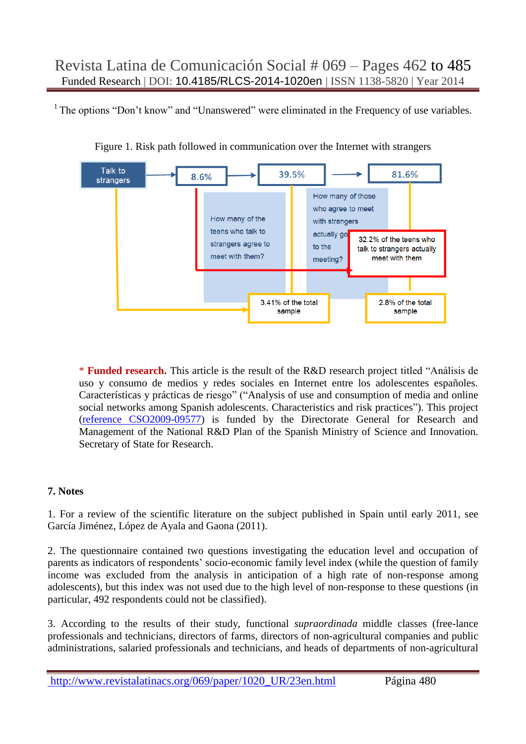[1] The options “Don’t know” and “Unanswered” were eliminated in the Frequency of use variables.

Figure 1. Risk path followed in communication over the Internet with strangers

Talk to strangers → 8.6% → 39.5% → 81.6%

How many of the teens who talk to strangers agree to meet with them?

How many of those who agree to meet with strangers actually go to the meeting?

32.2% of the teens who talk to strangers actually meet with them

3.41% of the total sample

2.8% of the total sample

\* **Funded research.** This article is the result of the R&D research project titled “Análisis de uso y consumo de medios y redes sociales en Internet entre los adolescentes españoles. Características y prácticas de riesgo” (“Analysis of use and consumption of media and online social networks among Spanish adolescents. Characteristics and risk practices”). This project ([reference CSO2009-09577]) is funded by the Directorate General for Research and Management of the National R&D Plan of the Spanish Ministry of Science and Innovation. Secretary of State for Research.

### 7. Notes

1. For a review of the scientific literature on the subject published in Spain until early 2011, see García Jiménez, López de Ayala and Gaona (2011).

2. The questionnaire contained two questions investigating the education level and occupation of parents as indicators of respondents’ socio-economic family level index (while the question of family income was excluded from the analysis in anticipation of a high rate of non-response among adolescents), but this index was not used due to the high level of non-response to these questions (in particular, 492 respondents could not be classified).

3. According to the results of their study, functional *supraordinada* middle classes (free-lance professionals and technicians, directors of farms, directors of non-agricultural companies and public administrations, salaried professionals and technicians, and heads of departments of non-agricultural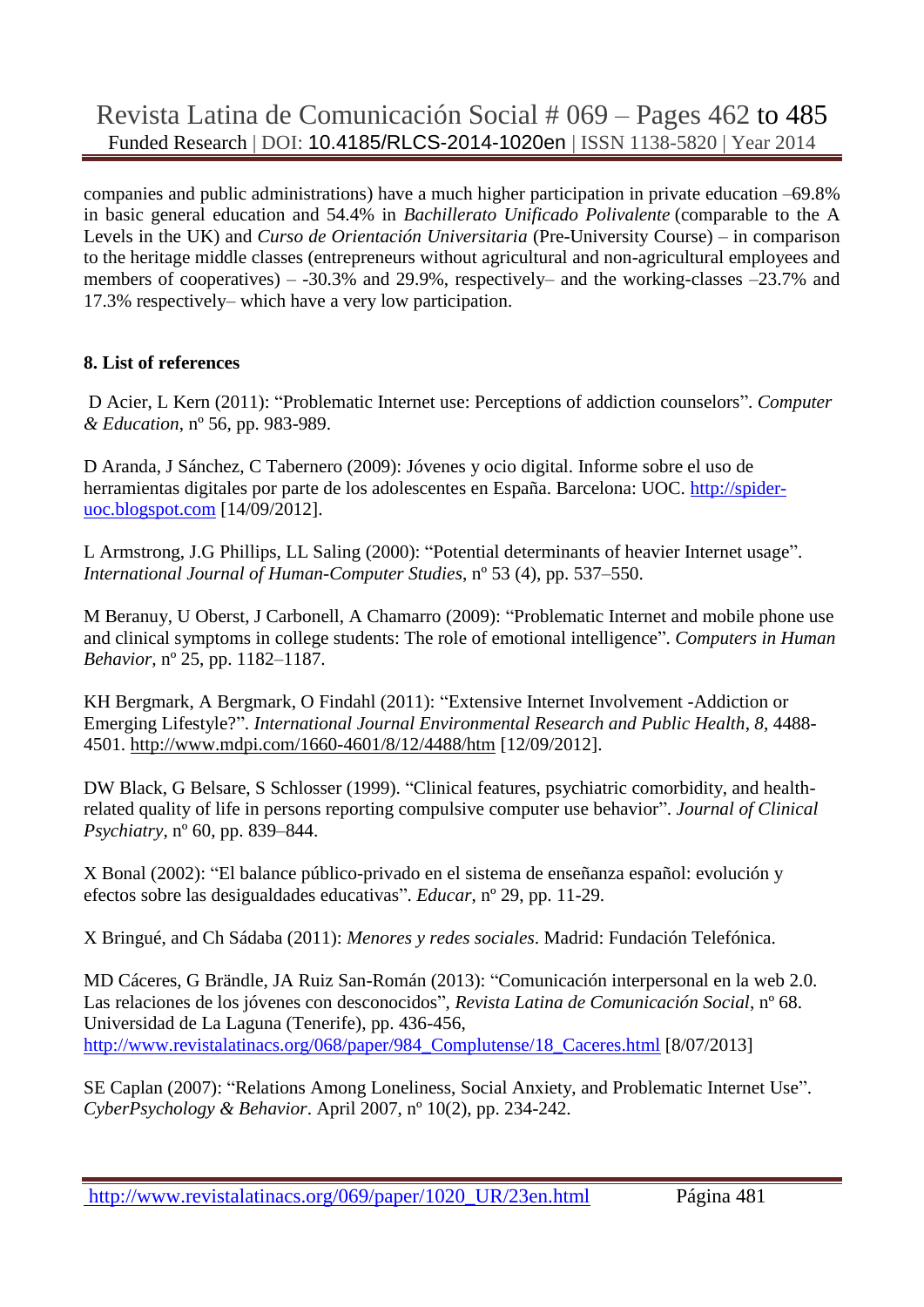companies and public administrations) have a much higher participation in private education –69.8% in basic general education and 54.4% in *Bachillerato Unificado Polivalente* (comparable to the A Levels in the UK) and *Curso de Orientación Universitaria* (Pre-University Course) – in comparison to the heritage middle classes (entrepreneurs without agricultural and non-agricultural employees and members of cooperatives) – -30.3% and 29.9%, respectively– and the working-classes –23.7% and 17.3% respectively– which have a very low participation.

## 8. List of references

D Acier, L Kern (2011): "Problematic Internet use: Perceptions of addiction counselors". *Computer & Education*, nº 56, pp. 983-989.

D Aranda, J Sánchez, C Tabernero (2009): Jóvenes y ocio digital. Informe sobre el uso de herramientas digitales por parte de los adolescentes en España. Barcelona: UOC. http://spider-uoc.blogspot.com [14/09/2012].

L Armstrong, J.G Phillips, LL Saling (2000): "Potential determinants of heavier Internet usage". *International Journal of Human-Computer Studies*, nº 53 (4), pp. 537–550.

M Beranuy, U Oberst, J Carbonell, A Chamarro (2009): "Problematic Internet and mobile phone use and clinical symptoms in college students: The role of emotional intelligence". *Computers in Human Behavior*, nº 25, pp. 1182–1187.

KH Bergmark, A Bergmark, O Findahl (2011): "Extensive Internet Involvement -Addiction or Emerging Lifestyle?". *International Journal Environmental Research and Public Health*, *8*, 4488-4501. http://www.mdpi.com/1660-4601/8/12/4488/htm [12/09/2012].

DW Black, G Belsare, S Schlosser (1999). "Clinical features, psychiatric comorbidity, and health-related quality of life in persons reporting compulsive computer use behavior". *Journal of Clinical Psychiatry*, nº 60, pp. 839–844.

X Bonal (2002): "El balance público-privado en el sistema de enseñanza español: evolución y efectos sobre las desigualdades educativas". *Educar*, nº 29, pp. 11-29.

X Bringué, and Ch Sádaba (2011): *Menores y redes sociales*. Madrid: Fundación Telefónica.

MD Cáceres, G Brändle, JA Ruiz San-Román (2013): "Comunicación interpersonal en la web 2.0. Las relaciones de los jóvenes con desconocidos", *Revista Latina de Comunicación Social*, nº 68. Universidad de La Laguna (Tenerife), pp. 436-456, http://www.revistalatinacs.org/068/paper/984_Complutense/18_Caceres.html [8/07/2013]

SE Caplan (2007): "Relations Among Loneliness, Social Anxiety, and Problematic Internet Use". *CyberPsychology & Behavior*. April 2007, nº 10(2), pp. 234-242.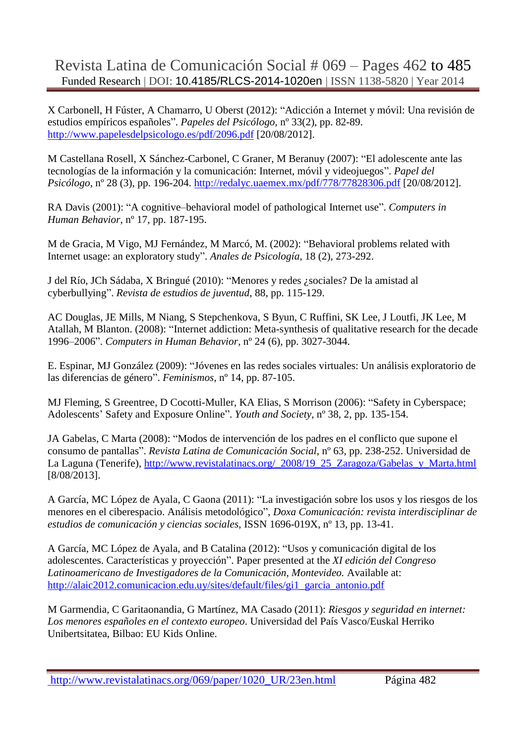X Carbonell, H Fúster, A Chamarro, U Oberst (2012): "Adicción a Internet y móvil: Una revisión de estudios empíricos españoles". *Papeles del Psicólogo*, nº 33(2), pp. 82-89. http://www.papelesdelpsicologo.es/pdf/2096.pdf [20/08/2012].

M Castellana Rosell, X Sánchez-Carbonel, C Graner, M Beranuy (2007): "El adolescente ante las tecnologías de la información y la comunicación: Internet, móvil y videojuegos". *Papel del Psicólogo*, nº 28 (3), pp. 196-204. http://redalyc.uaemex.mx/pdf/778/77828306.pdf [20/08/2012].

RA Davis (2001): "A cognitive–behavioral model of pathological Internet use". *Computers in Human Behavior*, nº 17, pp. 187-195.

M de Gracia, M Vigo, MJ Fernández, M Marcó, M. (2002): "Behavioral problems related with Internet usage: an exploratory study". *Anales de Psicología*, 18 (2), 273-292.

J del Río, JCh Sádaba, X Bringué (2010): "Menores y redes ¿sociales? De la amistad al cyberbullying". *Revista de estudios de juventud*, 88, pp. 115-129.

AC Douglas, JE Mills, M Niang, S Stepchenkova, S Byun, C Ruffini, SK Lee, J Loutfi, JK Lee, M Atallah, M Blanton. (2008): "Internet addiction: Meta-synthesis of qualitative research for the decade 1996–2006". *Computers in Human Behavior*, nº 24 (6), pp. 3027-3044.

E. Espinar, MJ González (2009): "Jóvenes en las redes sociales virtuales: Un análisis exploratorio de las diferencias de género". *Feminismos*, nº 14, pp. 87-105.

MJ Fleming, S Greentree, D Cocotti-Muller, KA Elias, S Morrison (2006): "Safety in Cyberspace; Adolescents' Safety and Exposure Online". *Youth and Society*, nº 38, 2, pp. 135-154.

JA Gabelas, C Marta (2008): "Modos de intervención de los padres en el conflicto que supone el consumo de pantallas". *Revista Latina de Comunicación Social*, nº 63, pp. 238-252. Universidad de La Laguna (Tenerife), http://www.revistalatinacs.org/_2008/19_25_Zaragoza/Gabelas_y_Marta.html [8/08/2013].

A García, MC López de Ayala, C Gaona (2011): "La investigación sobre los usos y los riesgos de los menores en el ciberespacio. Análisis metodológico", *Doxa Comunicación: revista interdisciplinar de estudios de comunicación y ciencias sociales*, ISSN 1696-019X, nº 13, pp. 13-41.

A García, MC López de Ayala, and B Catalina (2012): "Usos y comunicación digital de los adolescentes. Características y proyección". Paper presented at the *XI edición del Congreso Latinoamericano de Investigadores de la Comunicación, Montevideo.* Available at: http://alaic2012.comunicacion.edu.uy/sites/default/files/gi1_garcia_antonio.pdf

M Garmendia, C Garitaonandia, G Martínez, MA Casado (2011): *Riesgos y seguridad en internet: Los menores españoles en el contexto europeo*. Universidad del País Vasco/Euskal Herriko Unibertsitatea, Bilbao: EU Kids Online.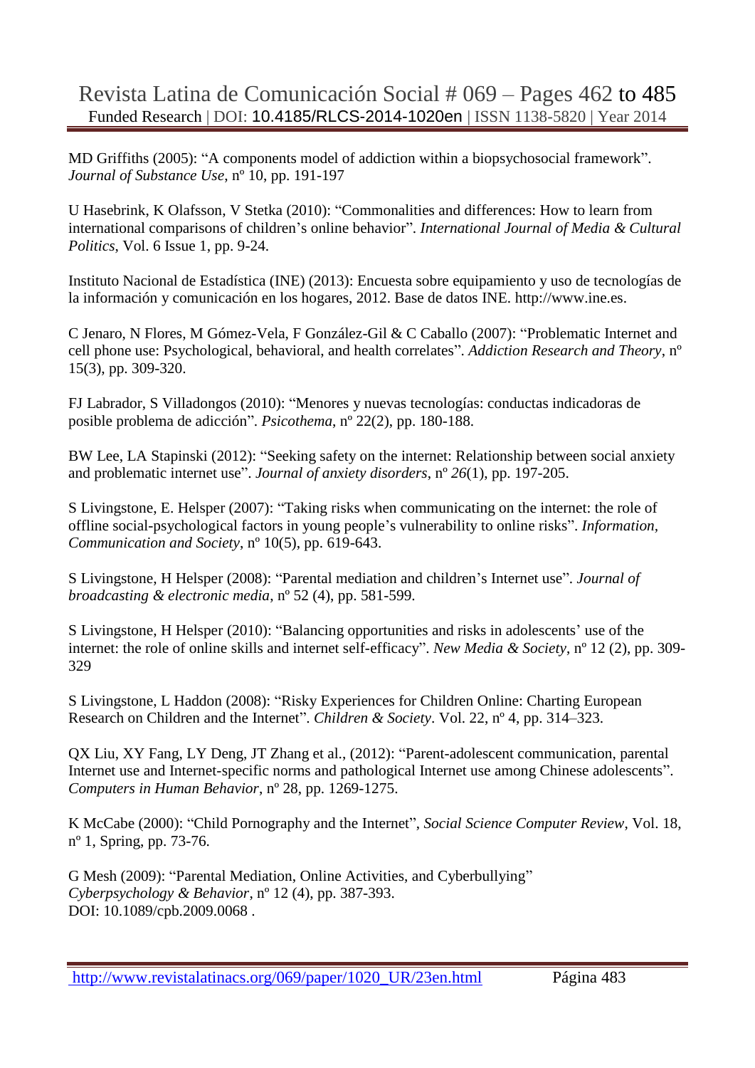MD Griffiths (2005): “A components model of addiction within a biopsychosocial framework”. *Journal of Substance Use*, nº 10, pp. 191-197

U Hasebrink, K Olafsson, V Stetka (2010): “Commonalities and differences: How to learn from international comparisons of children’s online behavior”. *International Journal of Media & Cultural Politics*, Vol. 6 Issue 1, pp. 9-24.

Instituto Nacional de Estadística (INE) (2013): Encuesta sobre equipamiento y uso de tecnologías de la información y comunicación en los hogares, 2012. Base de datos INE. http://www.ine.es.

C Jenaro, N Flores, M Gómez-Vela, F González-Gil & C Caballo (2007): “Problematic Internet and cell phone use: Psychological, behavioral, and health correlates”. *Addiction Research and Theory*, nº 15(3), pp. 309-320.

FJ Labrador, S Villadongos (2010): “Menores y nuevas tecnologías: conductas indicadoras de posible problema de adicción”. *Psicothema*, nº 22(2), pp. 180-188.

BW Lee, LA Stapinski (2012): “Seeking safety on the internet: Relationship between social anxiety and problematic internet use”. *Journal of anxiety disorders*, nº *26*(1), pp. 197-205.

S Livingstone, E. Helsper (2007): “Taking risks when communicating on the internet: the role of offline social-psychological factors in young people’s vulnerability to online risks”. *Information, Communication and Society*, nº 10(5), pp. 619-643.

S Livingstone, H Helsper (2008): “Parental mediation and children’s Internet use”. *Journal of broadcasting & electronic media*, nº 52 (4), pp. 581-599.

S Livingstone, H Helsper (2010): “Balancing opportunities and risks in adolescents’ use of the internet: the role of online skills and internet self-efficacy”. *New Media & Society*, nº 12 (2), pp. 309-329

S Livingstone, L Haddon (2008): “Risky Experiences for Children Online: Charting European Research on Children and the Internet”. *Children & Society*. Vol. 22, nº 4, pp. 314–323.

QX Liu, XY Fang, LY Deng, JT Zhang et al., (2012): “Parent-adolescent communication, parental Internet use and Internet-specific norms and pathological Internet use among Chinese adolescents”. *Computers in Human Behavior*, nº 28, pp. 1269-1275.

K McCabe (2000): “Child Pornography and the Internet”, *Social Science Computer Review*, Vol. 18, nº 1, Spring, pp. 73-76.

G Mesh (2009): “Parental Mediation, Online Activities, and Cyberbullying” *Cyberpsychology & Behavior*, nº 12 (4), pp. 387-393. DOI: 10.1089/cpb.2009.0068 .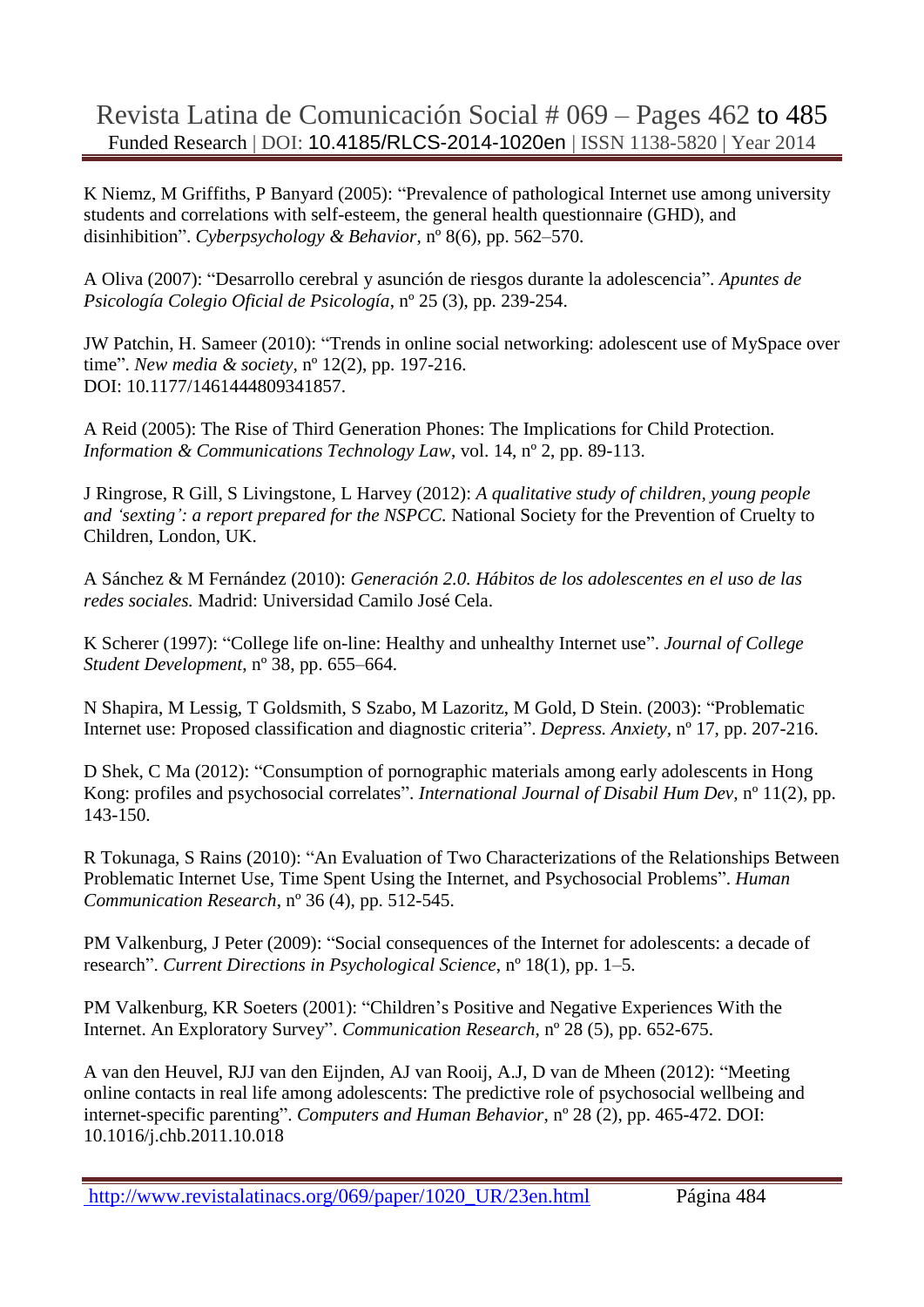K Niemz, M Griffiths, P Banyard (2005): "Prevalence of pathological Internet use among university students and correlations with self-esteem, the general health questionnaire (GHD), and disinhibition". *Cyberpsychology & Behavior*, nº 8(6), pp. 562–570.

A Oliva (2007): "Desarrollo cerebral y asunción de riesgos durante la adolescencia". *Apuntes de Psicología Colegio Oficial de Psicología*, nº 25 (3), pp. 239-254.

JW Patchin, H. Sameer (2010): "Trends in online social networking: adolescent use of MySpace over time". *New media & society*, nº 12(2), pp. 197-216.
DOI: 10.1177/1461444809341857.

A Reid (2005): The Rise of Third Generation Phones: The Implications for Child Protection. *Information & Communications Technology Law*, vol. 14, nº 2, pp. 89-113.

J Ringrose, R Gill, S Livingstone, L Harvey (2012): *A qualitative study of children, young people and 'sexting': a report prepared for the NSPCC.* National Society for the Prevention of Cruelty to Children, London, UK.

A Sánchez & M Fernández (2010): *Generación 2.0. Hábitos de los adolescentes en el uso de las redes sociales.* Madrid: Universidad Camilo José Cela.

K Scherer (1997): "College life on-line: Healthy and unhealthy Internet use". *Journal of College Student Development*, nº 38, pp. 655–664.

N Shapira, M Lessig, T Goldsmith, S Szabo, M Lazoritz, M Gold, D Stein. (2003): "Problematic Internet use: Proposed classification and diagnostic criteria". *Depress. Anxiety*, nº 17, pp. 207-216.

D Shek, C Ma (2012): "Consumption of pornographic materials among early adolescents in Hong Kong: profiles and psychosocial correlates". *International Journal of Disabil Hum Dev*, nº 11(2), pp. 143-150.

R Tokunaga, S Rains (2010): "An Evaluation of Two Characterizations of the Relationships Between Problematic Internet Use, Time Spent Using the Internet, and Psychosocial Problems". *Human Communication Research*, nº 36 (4), pp. 512-545.

PM Valkenburg, J Peter (2009): "Social consequences of the Internet for adolescents: a decade of research". *Current Directions in Psychological Science*, nº 18(1), pp. 1–5.

PM Valkenburg, KR Soeters (2001): "Children's Positive and Negative Experiences With the Internet. An Exploratory Survey". *Communication Research*, nº 28 (5), pp. 652-675.

A van den Heuvel, RJJ van den Eijnden, AJ van Rooij, A.J, D van de Mheen (2012): "Meeting online contacts in real life among adolescents: The predictive role of psychosocial wellbeing and internet-specific parenting". *Computers and Human Behavior*, nº 28 (2), pp. 465-472. DOI: 10.1016/j.chb.2011.10.018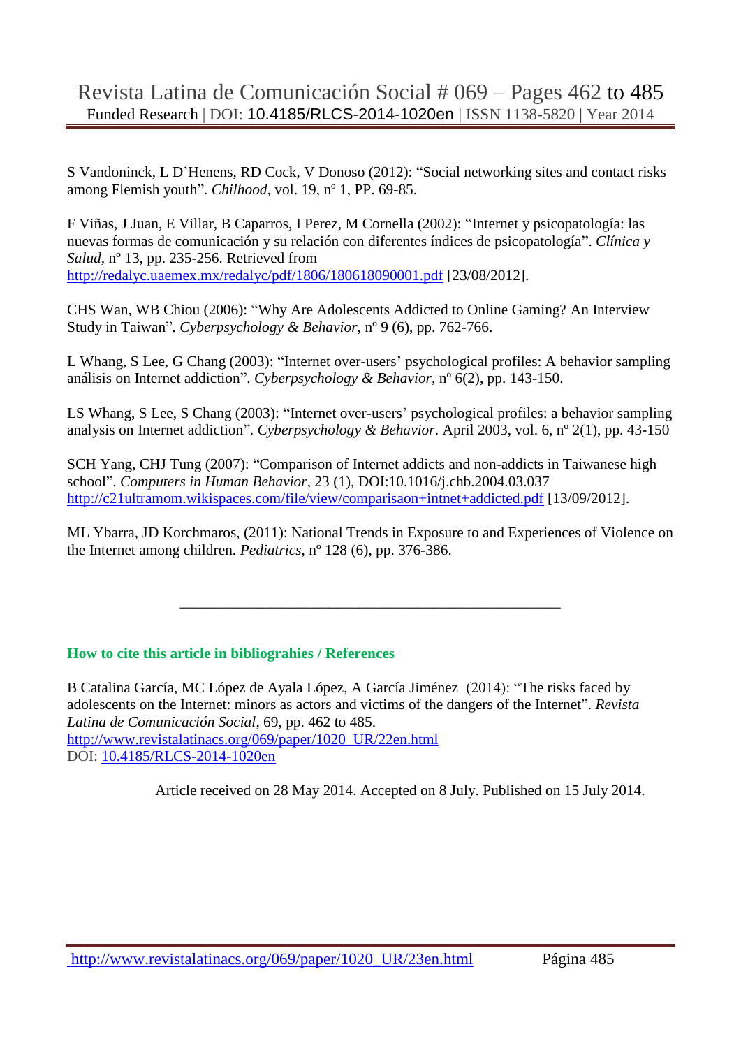S Vandoninck, L D'Henens, RD Cock, V Donoso (2012): "Social networking sites and contact risks among Flemish youth". *Chilhood*, vol. 19, nº 1, PP. 69-85.

F Viñas, J Juan, E Villar, B Caparros, I Perez, M Cornella (2002): "Internet y psicopatología: las nuevas formas de comunicación y su relación con diferentes índices de psicopatología". *Clínica y Salud*, nº 13, pp. 235-256. Retrieved from http://redalyc.uaemex.mx/redalyc/pdf/1806/180618090001.pdf [23/08/2012].

CHS Wan, WB Chiou (2006): "Why Are Adolescents Addicted to Online Gaming? An Interview Study in Taiwan". *Cyberpsychology & Behavior*, nº 9 (6), pp. 762-766.

L Whang, S Lee, G Chang (2003): "Internet over-users' psychological profiles: A behavior sampling análisis on Internet addiction". *Cyberpsychology & Behavior*, nº 6(2), pp. 143-150.

LS Whang, S Lee, S Chang (2003): "Internet over-users' psychological profiles: a behavior sampling analysis on Internet addiction". *Cyberpsychology & Behavior*. April 2003, vol. 6, nº 2(1), pp. 43-150

SCH Yang, CHJ Tung (2007): "Comparison of Internet addicts and non-addicts in Taiwanese high school". *Computers in Human Behavior*, 23 (1), DOI:10.1016/j.chb.2004.03.037 http://c21ultramom.wikispaces.com/file/view/comparisaon+intnet+addicted.pdf [13/09/2012].

ML Ybarra, JD Korchmaros, (2011): National Trends in Exposure to and Experiences of Violence on the Internet among children. *Pediatrics*, nº 128 (6), pp. 376-386.

---

**How to cite this article in bibliograhies / References**

B Catalina García, MC López de Ayala López, A García Jiménez (2014): "The risks faced by adolescents on the Internet: minors as actors and victims of the dangers of the Internet". *Revista Latina de Comunicación Social*, 69, pp. 462 to 485.
http://www.revistalatinacs.org/069/paper/1020_UR/22en.html
DOI: 10.4185/RLCS-2014-1020en

Article received on 28 May 2014. Accepted on 8 July. Published on 15 July 2014.